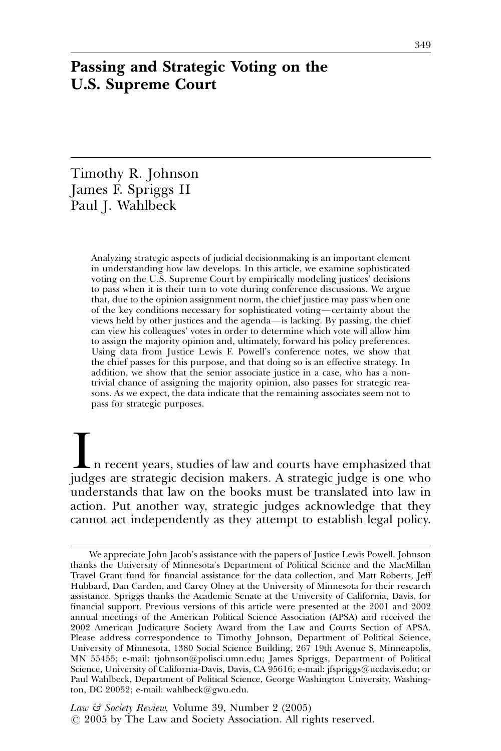# Passing and Strategic Voting on the U.S. Supreme Court

Timothy R. Johnson
James F. Spriggs II
Paul J. Wahlbeck

Analyzing strategic aspects of judicial decisionmaking is an important element in understanding how law develops. In this article, we examine sophisticated voting on the U.S. Supreme Court by empirically modeling justices' decisions to pass when it is their turn to vote during conference discussions. We argue that, due to the opinion assignment norm, the chief justice may pass when one of the key conditions necessary for sophisticated voting—certainty about the views held by other justices and the agenda—is lacking. By passing, the chief can view his colleagues' votes in order to determine which vote will allow him to assign the majority opinion and, ultimately, forward his policy preferences. Using data from Justice Lewis F. Powell's conference notes, we show that the chief passes for this purpose, and that doing so is an effective strategy. In addition, we show that the senior associate justice in a case, who has a nontrivial chance of assigning the majority opinion, also passes for strategic reasons. As we expect, the data indicate that the remaining associates seem not to pass for strategic purposes.

In recent years, studies of law and courts have emphasized that judges are strategic decision makers. A strategic judge is one who understands that law on the books must be translated into law in action. Put another way, strategic judges acknowledge that they cannot act independently as they attempt to establish legal policy.

We appreciate John Jacob's assistance with the papers of Justice Lewis Powell. Johnson thanks the University of Minnesota's Department of Political Science and the MacMillan Travel Grant fund for financial assistance for the data collection, and Matt Roberts, Jeff Hubbard, Dan Carden, and Carey Olney at the University of Minnesota for their research assistance. Spriggs thanks the Academic Senate at the University of California, Davis, for financial support. Previous versions of this article were presented at the 2001 and 2002 annual meetings of the American Political Science Association (APSA) and received the 2002 American Judicature Society Award from the Law and Courts Section of APSA. Please address correspondence to Timothy Johnson, Department of Political Science, University of Minnesota, 1380 Social Science Building, 267 19th Avenue S, Minneapolis, MN 55455; e-mail: tjohnson@polisci.umn.edu; James Spriggs, Department of Political Science, University of California-Davis, Davis, CA 95616; e-mail: jfspriggs@ucdavis.edu; or Paul Wahlbeck, Department of Political Science, George Washington University, Washington, DC 20052; e-mail: wahlbeck@gwu.edu.

*Law & Society Review,* Volume 39, Number 2 (2005)
© 2005 by The Law and Society Association. All rights reserved.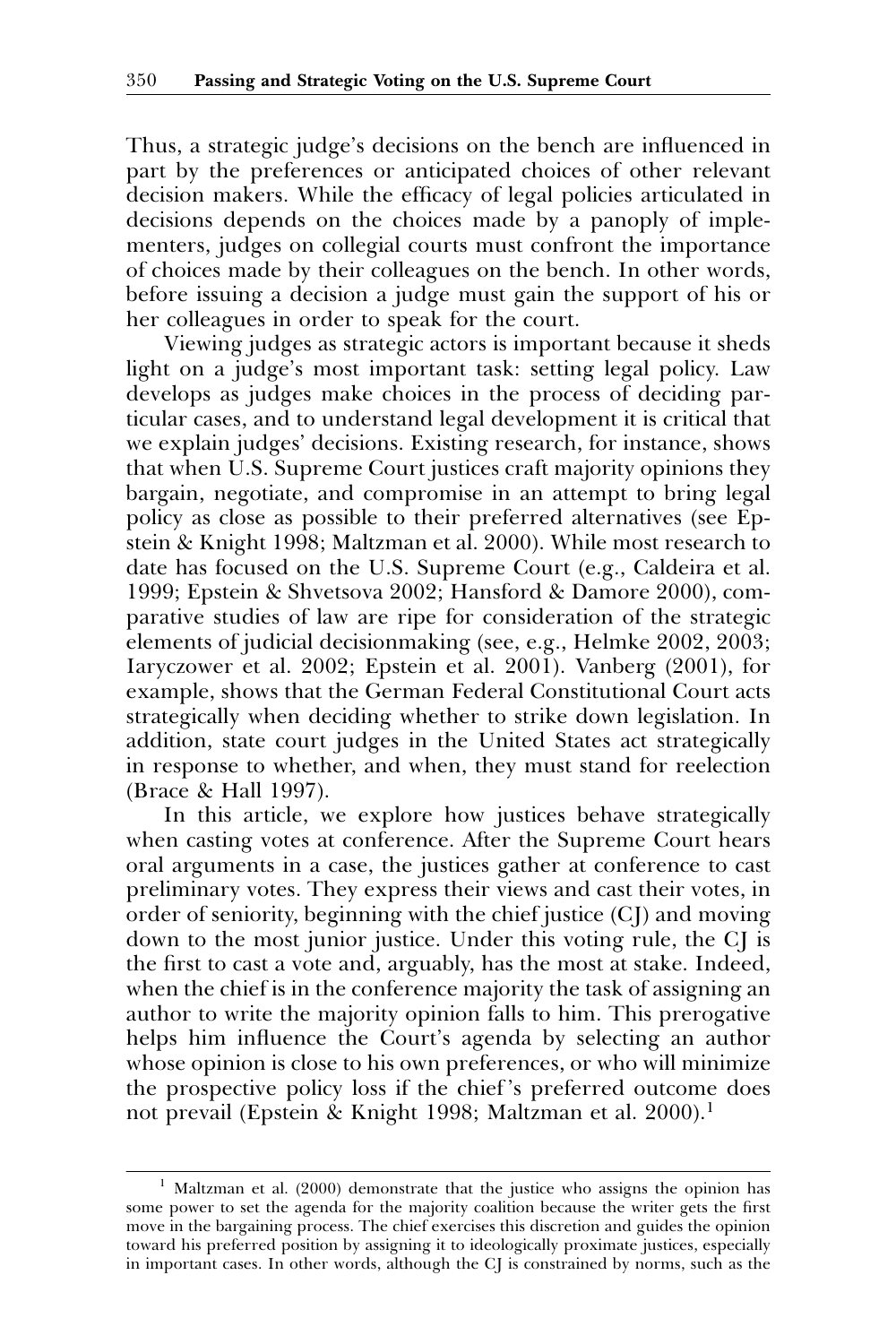Thus, a strategic judge's decisions on the bench are influenced in part by the preferences or anticipated choices of other relevant decision makers. While the efficacy of legal policies articulated in decisions depends on the choices made by a panoply of implementers, judges on collegial courts must confront the importance of choices made by their colleagues on the bench. In other words, before issuing a decision a judge must gain the support of his or her colleagues in order to speak for the court.

Viewing judges as strategic actors is important because it sheds light on a judge's most important task: setting legal policy. Law develops as judges make choices in the process of deciding particular cases, and to understand legal development it is critical that we explain judges' decisions. Existing research, for instance, shows that when U.S. Supreme Court justices craft majority opinions they bargain, negotiate, and compromise in an attempt to bring legal policy as close as possible to their preferred alternatives (see Epstein & Knight 1998; Maltzman et al. 2000). While most research to date has focused on the U.S. Supreme Court (e.g., Caldeira et al. 1999; Epstein & Shvetsova 2002; Hansford & Damore 2000), comparative studies of law are ripe for consideration of the strategic elements of judicial decisionmaking (see, e.g., Helmke 2002, 2003; Iaryczower et al. 2002; Epstein et al. 2001). Vanberg (2001), for example, shows that the German Federal Constitutional Court acts strategically when deciding whether to strike down legislation. In addition, state court judges in the United States act strategically in response to whether, and when, they must stand for reelection (Brace & Hall 1997).

In this article, we explore how justices behave strategically when casting votes at conference. After the Supreme Court hears oral arguments in a case, the justices gather at conference to cast preliminary votes. They express their views and cast their votes, in order of seniority, beginning with the chief justice (CJ) and moving down to the most junior justice. Under this voting rule, the CJ is the first to cast a vote and, arguably, has the most at stake. Indeed, when the chief is in the conference majority the task of assigning an author to write the majority opinion falls to him. This prerogative helps him influence the Court's agenda by selecting an author whose opinion is close to his own preferences, or who will minimize the prospective policy loss if the chief's preferred outcome does not prevail (Epstein & Knight 1998; Maltzman et al. 2000).[1]

[1] Maltzman et al. (2000) demonstrate that the justice who assigns the opinion has some power to set the agenda for the majority coalition because the writer gets the first move in the bargaining process. The chief exercises this discretion and guides the opinion toward his preferred position by assigning it to ideologically proximate justices, especially in important cases. In other words, although the CJ is constrained by norms, such as the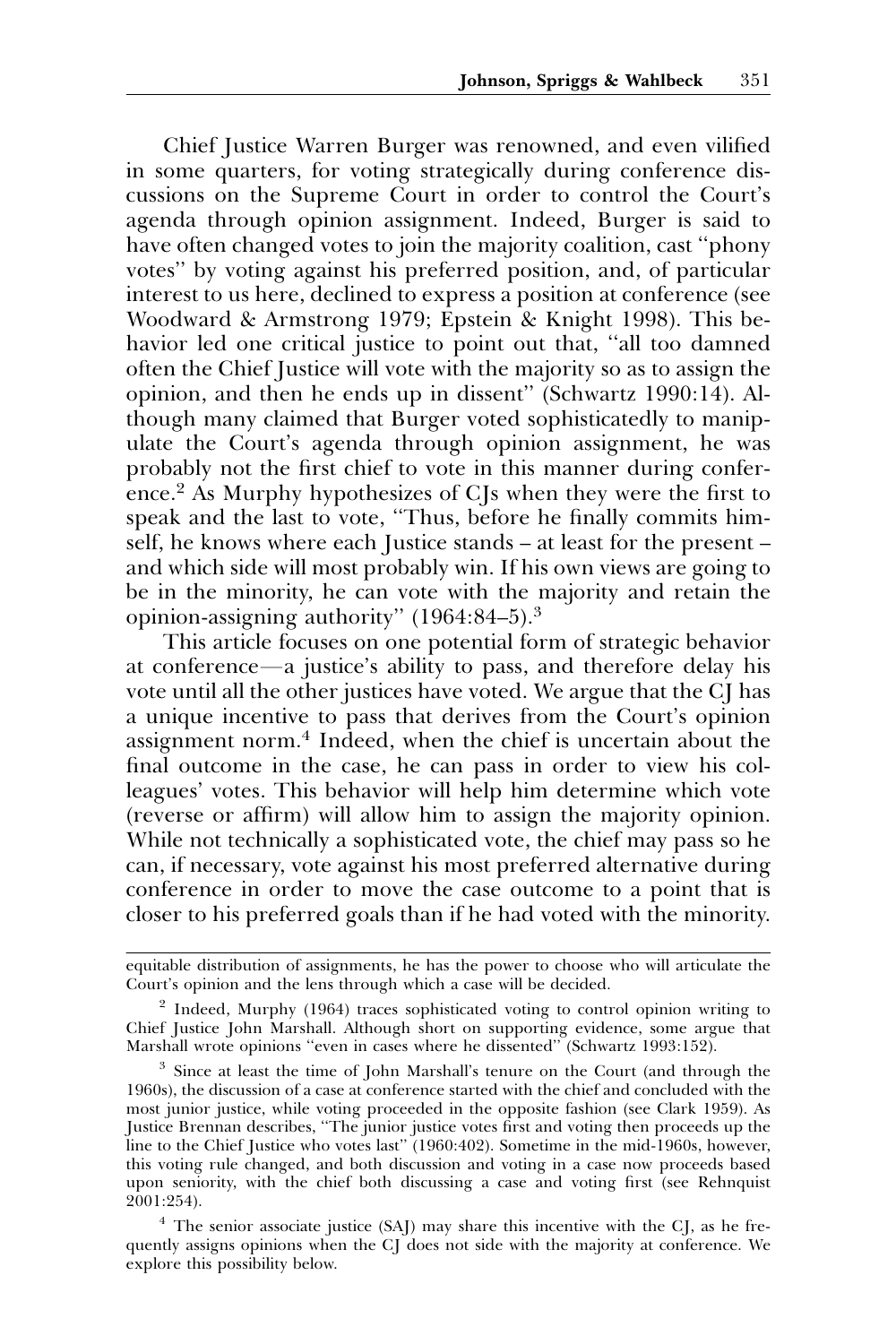Chief Justice Warren Burger was renowned, and even vilified in some quarters, for voting strategically during conference discussions on the Supreme Court in order to control the Court's agenda through opinion assignment. Indeed, Burger is said to have often changed votes to join the majority coalition, cast "phony votes" by voting against his preferred position, and, of particular interest to us here, declined to express a position at conference (see Woodward & Armstrong 1979; Epstein & Knight 1998). This behavior led one critical justice to point out that, "all too damned often the Chief Justice will vote with the majority so as to assign the opinion, and then he ends up in dissent" (Schwartz 1990:14). Although many claimed that Burger voted sophisticatedly to manipulate the Court's agenda through opinion assignment, he was probably not the first chief to vote in this manner during conference.[2] As Murphy hypothesizes of CJs when they were the first to speak and the last to vote, "Thus, before he finally commits himself, he knows where each Justice stands – at least for the present – and which side will most probably win. If his own views are going to be in the minority, he can vote with the majority and retain the opinion-assigning authority" (1964:84–5).[3]

This article focuses on one potential form of strategic behavior at conference—a justice's ability to pass, and therefore delay his vote until all the other justices have voted. We argue that the CJ has a unique incentive to pass that derives from the Court's opinion assignment norm.[4] Indeed, when the chief is uncertain about the final outcome in the case, he can pass in order to view his colleagues' votes. This behavior will help him determine which vote (reverse or affirm) will allow him to assign the majority opinion. While not technically a sophisticated vote, the chief may pass so he can, if necessary, vote against his most preferred alternative during conference in order to move the case outcome to a point that is closer to his preferred goals than if he had voted with the minority.

---

equitable distribution of assignments, he has the power to choose who will articulate the Court's opinion and the lens through which a case will be decided.

[2] Indeed, Murphy (1964) traces sophisticated voting to control opinion writing to Chief Justice John Marshall. Although short on supporting evidence, some argue that Marshall wrote opinions "even in cases where he dissented" (Schwartz 1993:152).

[3] Since at least the time of John Marshall's tenure on the Court (and through the 1960s), the discussion of a case at conference started with the chief and concluded with the most junior justice, while voting proceeded in the opposite fashion (see Clark 1959). As Justice Brennan describes, "The junior justice votes first and voting then proceeds up the line to the Chief Justice who votes last" (1960:402). Sometime in the mid-1960s, however, this voting rule changed, and both discussion and voting in a case now proceeds based upon seniority, with the chief both discussing a case and voting first (see Rehnquist 2001:254).

[4] The senior associate justice (SAJ) may share this incentive with the CJ, as he frequently assigns opinions when the CJ does not side with the majority at conference. We explore this possibility below.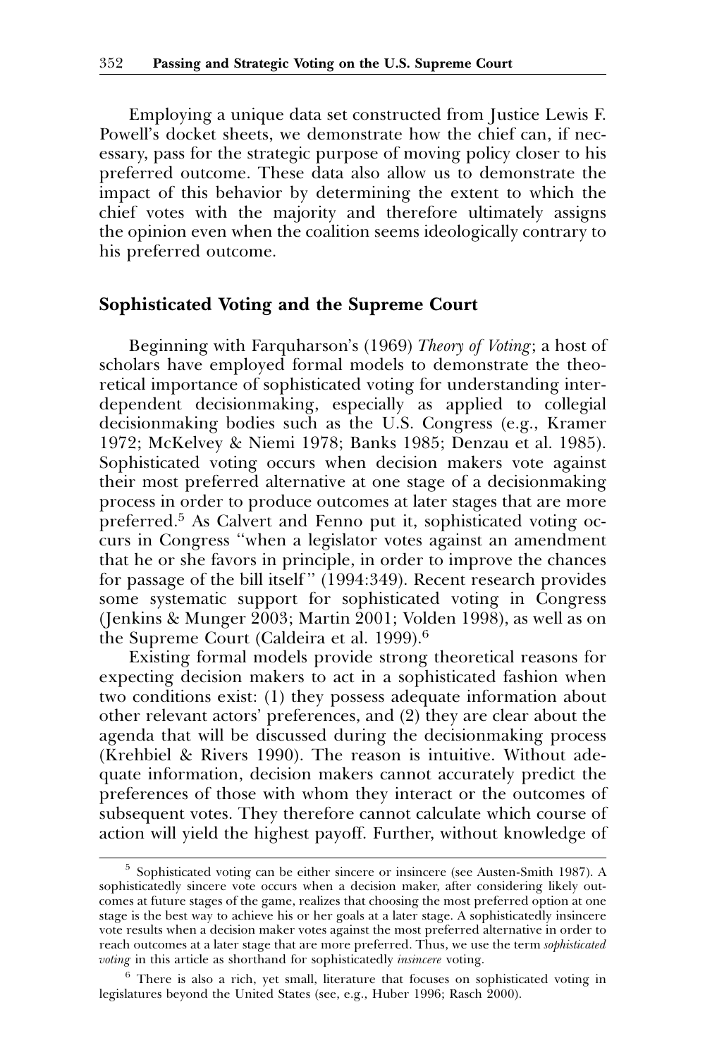Employing a unique data set constructed from Justice Lewis F. Powell's docket sheets, we demonstrate how the chief can, if necessary, pass for the strategic purpose of moving policy closer to his preferred outcome. These data also allow us to demonstrate the impact of this behavior by determining the extent to which the chief votes with the majority and therefore ultimately assigns the opinion even when the coalition seems ideologically contrary to his preferred outcome.

## Sophisticated Voting and the Supreme Court

Beginning with Farquharson's (1969) *Theory of Voting*; a host of scholars have employed formal models to demonstrate the theoretical importance of sophisticated voting for understanding interdependent decisionmaking, especially as applied to collegial decisionmaking bodies such as the U.S. Congress (e.g., Kramer 1972; McKelvey & Niemi 1978; Banks 1985; Denzau et al. 1985). Sophisticated voting occurs when decision makers vote against their most preferred alternative at one stage of a decisionmaking process in order to produce outcomes at later stages that are more preferred.[5] As Calvert and Fenno put it, sophisticated voting occurs in Congress "when a legislator votes against an amendment that he or she favors in principle, in order to improve the chances for passage of the bill itself" (1994:349). Recent research provides some systematic support for sophisticated voting in Congress (Jenkins & Munger 2003; Martin 2001; Volden 1998), as well as on the Supreme Court (Caldeira et al. 1999).[6]

Existing formal models provide strong theoretical reasons for expecting decision makers to act in a sophisticated fashion when two conditions exist: (1) they possess adequate information about other relevant actors' preferences, and (2) they are clear about the agenda that will be discussed during the decisionmaking process (Krehbiel & Rivers 1990). The reason is intuitive. Without adequate information, decision makers cannot accurately predict the preferences of those with whom they interact or the outcomes of subsequent votes. They therefore cannot calculate which course of action will yield the highest payoff. Further, without knowledge of

---

[5] Sophisticated voting can be either sincere or insincere (see Austen-Smith 1987). A sophisticatedly sincere vote occurs when a decision maker, after considering likely outcomes at future stages of the game, realizes that choosing the most preferred option at one stage is the best way to achieve his or her goals at a later stage. A sophisticatedly insincere vote results when a decision maker votes against the most preferred alternative in order to reach outcomes at a later stage that are more preferred. Thus, we use the term *sophisticated voting* in this article as shorthand for sophisticatedly *insincere* voting.

[6] There is also a rich, yet small, literature that focuses on sophisticated voting in legislatures beyond the United States (see, e.g., Huber 1996; Rasch 2000).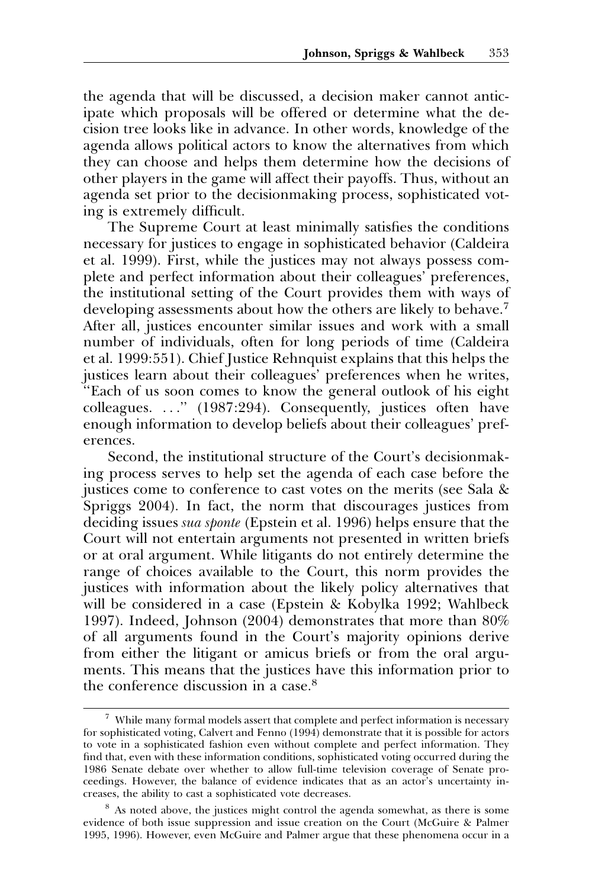the agenda that will be discussed, a decision maker cannot anticipate which proposals will be offered or determine what the decision tree looks like in advance. In other words, knowledge of the agenda allows political actors to know the alternatives from which they can choose and helps them determine how the decisions of other players in the game will affect their payoffs. Thus, without an agenda set prior to the decisionmaking process, sophisticated voting is extremely difficult.

The Supreme Court at least minimally satisfies the conditions necessary for justices to engage in sophisticated behavior (Caldeira et al. 1999). First, while the justices may not always possess complete and perfect information about their colleagues' preferences, the institutional setting of the Court provides them with ways of developing assessments about how the others are likely to behave.[7] After all, justices encounter similar issues and work with a small number of individuals, often for long periods of time (Caldeira et al. 1999:551). Chief Justice Rehnquist explains that this helps the justices learn about their colleagues' preferences when he writes, "Each of us soon comes to know the general outlook of his eight colleagues. . . ." (1987:294). Consequently, justices often have enough information to develop beliefs about their colleagues' preferences.

Second, the institutional structure of the Court's decisionmaking process serves to help set the agenda of each case before the justices come to conference to cast votes on the merits (see Sala & Spriggs 2004). In fact, the norm that discourages justices from deciding issues *sua sponte* (Epstein et al. 1996) helps ensure that the Court will not entertain arguments not presented in written briefs or at oral argument. While litigants do not entirely determine the range of choices available to the Court, this norm provides the justices with information about the likely policy alternatives that will be considered in a case (Epstein & Kobylka 1992; Wahlbeck 1997). Indeed, Johnson (2004) demonstrates that more than 80% of all arguments found in the Court's majority opinions derive from either the litigant or amicus briefs or from the oral arguments. This means that the justices have this information prior to the conference discussion in a case.[8]

---

[7] While many formal models assert that complete and perfect information is necessary for sophisticated voting, Calvert and Fenno (1994) demonstrate that it is possible for actors to vote in a sophisticated fashion even without complete and perfect information. They find that, even with these information conditions, sophisticated voting occurred during the 1986 Senate debate over whether to allow full-time television coverage of Senate proceedings. However, the balance of evidence indicates that as an actor's uncertainty increases, the ability to cast a sophisticated vote decreases.

[8] As noted above, the justices might control the agenda somewhat, as there is some evidence of both issue suppression and issue creation on the Court (McGuire & Palmer 1995, 1996). However, even McGuire and Palmer argue that these phenomena occur in a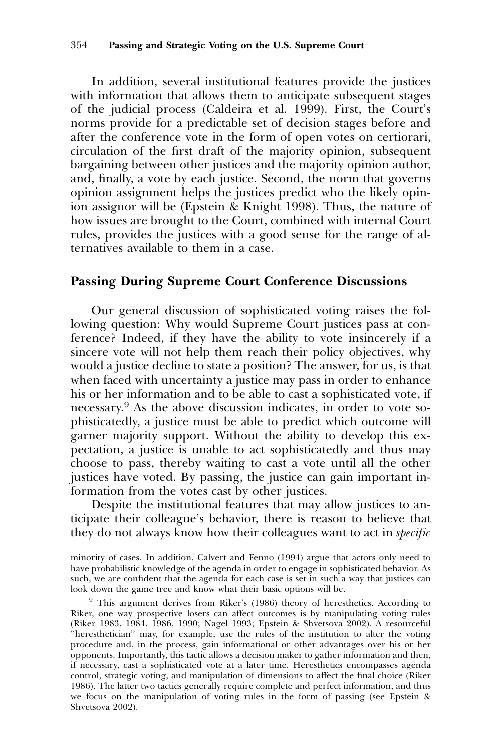In addition, several institutional features provide the justices with information that allows them to anticipate subsequent stages of the judicial process (Caldeira et al. 1999). First, the Court's norms provide for a predictable set of decision stages before and after the conference vote in the form of open votes on certiorari, circulation of the first draft of the majority opinion, subsequent bargaining between other justices and the majority opinion author, and, finally, a vote by each justice. Second, the norm that governs opinion assignment helps the justices predict who the likely opinion assignor will be (Epstein & Knight 1998). Thus, the nature of how issues are brought to the Court, combined with internal Court rules, provides the justices with a good sense for the range of alternatives available to them in a case.

## Passing During Supreme Court Conference Discussions

Our general discussion of sophisticated voting raises the following question: Why would Supreme Court justices pass at conference? Indeed, if they have the ability to vote insincerely if a sincere vote will not help them reach their policy objectives, why would a justice decline to state a position? The answer, for us, is that when faced with uncertainty a justice may pass in order to enhance his or her information and to be able to cast a sophisticated vote, if necessary.[9] As the above discussion indicates, in order to vote sophisticatedly, a justice must be able to predict which outcome will garner majority support. Without the ability to develop this expectation, a justice is unable to act sophisticatedly and thus may choose to pass, thereby waiting to cast a vote until all the other justices have voted. By passing, the justice can gain important information from the votes cast by other justices.

Despite the institutional features that may allow justices to anticipate their colleague's behavior, there is reason to believe that they do not always know how their colleagues want to act in *specific*

---

minority of cases. In addition, Calvert and Fenno (1994) argue that actors only need to have probabilistic knowledge of the agenda in order to engage in sophisticated behavior. As such, we are confident that the agenda for each case is set in such a way that justices can look down the game tree and know what their basic options will be.

[9] This argument derives from Riker's (1986) theory of heresthetics. According to Riker, one way prospective losers can affect outcomes is by manipulating voting rules (Riker 1983, 1984, 1986, 1990; Nagel 1993; Epstein & Shvetsova 2002). A resourceful "heresthetician" may, for example, use the rules of the institution to alter the voting procedure and, in the process, gain informational or other advantages over his or her opponents. Importantly, this tactic allows a decision maker to gather information and then, if necessary, cast a sophisticated vote at a later time. Heresthetics encompasses agenda control, strategic voting, and manipulation of dimensions to affect the final choice (Riker 1986). The latter two tactics generally require complete and perfect information, and thus we focus on the manipulation of voting rules in the form of passing (see Epstein & Shvetsova 2002).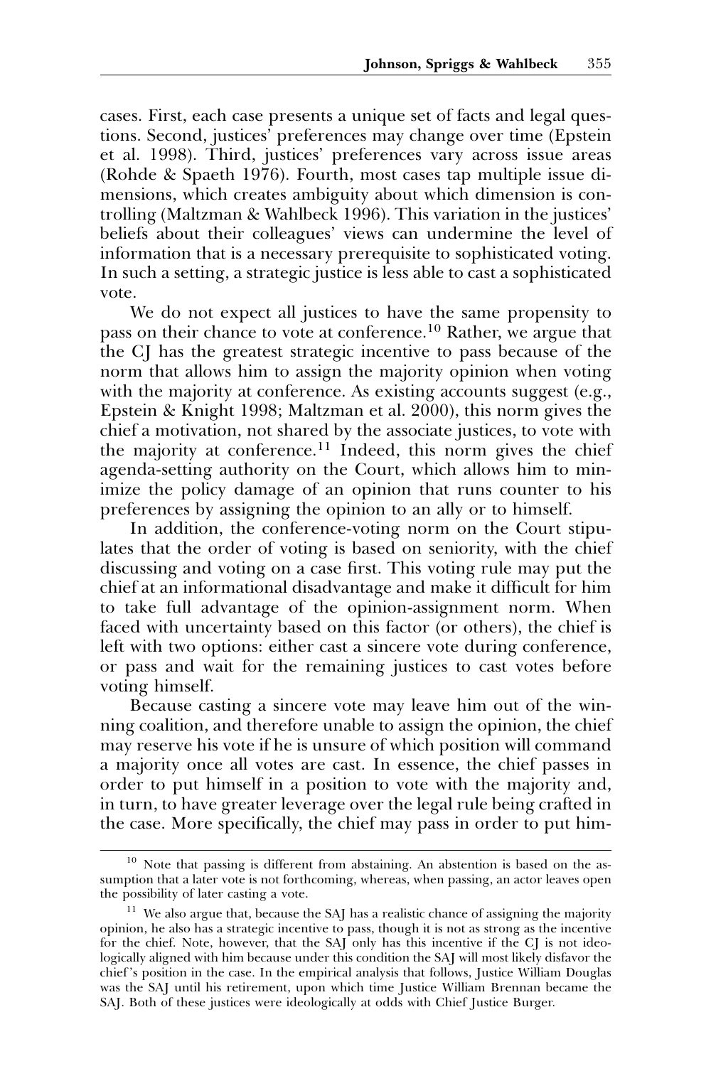cases. First, each case presents a unique set of facts and legal questions. Second, justices' preferences may change over time (Epstein et al. 1998). Third, justices' preferences vary across issue areas (Rohde & Spaeth 1976). Fourth, most cases tap multiple issue dimensions, which creates ambiguity about which dimension is controlling (Maltzman & Wahlbeck 1996). This variation in the justices' beliefs about their colleagues' views can undermine the level of information that is a necessary prerequisite to sophisticated voting. In such a setting, a strategic justice is less able to cast a sophisticated vote.

We do not expect all justices to have the same propensity to pass on their chance to vote at conference.[10] Rather, we argue that the CJ has the greatest strategic incentive to pass because of the norm that allows him to assign the majority opinion when voting with the majority at conference. As existing accounts suggest (e.g., Epstein & Knight 1998; Maltzman et al. 2000), this norm gives the chief a motivation, not shared by the associate justices, to vote with the majority at conference.[11] Indeed, this norm gives the chief agenda-setting authority on the Court, which allows him to minimize the policy damage of an opinion that runs counter to his preferences by assigning the opinion to an ally or to himself.

In addition, the conference-voting norm on the Court stipulates that the order of voting is based on seniority, with the chief discussing and voting on a case first. This voting rule may put the chief at an informational disadvantage and make it difficult for him to take full advantage of the opinion-assignment norm. When faced with uncertainty based on this factor (or others), the chief is left with two options: either cast a sincere vote during conference, or pass and wait for the remaining justices to cast votes before voting himself.

Because casting a sincere vote may leave him out of the winning coalition, and therefore unable to assign the opinion, the chief may reserve his vote if he is unsure of which position will command a majority once all votes are cast. In essence, the chief passes in order to put himself in a position to vote with the majority and, in turn, to have greater leverage over the legal rule being crafted in the case. More specifically, the chief may pass in order to put him-

[10] Note that passing is different from abstaining. An abstention is based on the assumption that a later vote is not forthcoming, whereas, when passing, an actor leaves open the possibility of later casting a vote.

[11] We also argue that, because the SAJ has a realistic chance of assigning the majority opinion, he also has a strategic incentive to pass, though it is not as strong as the incentive for the chief. Note, however, that the SAJ only has this incentive if the CJ is not ideologically aligned with him because under this condition the SAJ will most likely disfavor the chief's position in the case. In the empirical analysis that follows, Justice William Douglas was the SAJ until his retirement, upon which time Justice William Brennan became the SAJ. Both of these justices were ideologically at odds with Chief Justice Burger.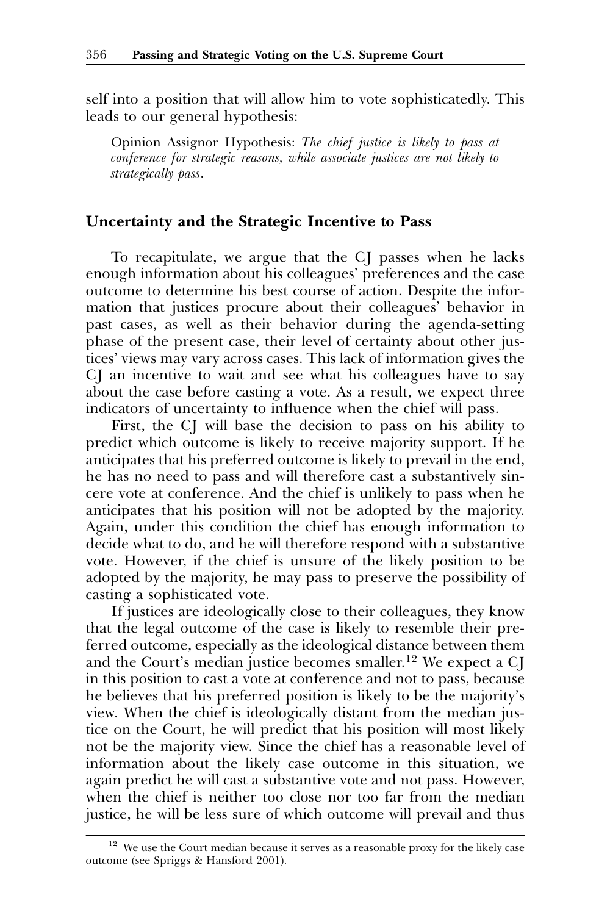self into a position that will allow him to vote sophisticatedly. This leads to our general hypothesis:

> Opinion Assignor Hypothesis: *The chief justice is likely to pass at conference for strategic reasons, while associate justices are not likely to strategically pass.*

## Uncertainty and the Strategic Incentive to Pass

To recapitulate, we argue that the CJ passes when he lacks enough information about his colleagues' preferences and the case outcome to determine his best course of action. Despite the information that justices procure about their colleagues' behavior in past cases, as well as their behavior during the agenda-setting phase of the present case, their level of certainty about other justices' views may vary across cases. This lack of information gives the CJ an incentive to wait and see what his colleagues have to say about the case before casting a vote. As a result, we expect three indicators of uncertainty to influence when the chief will pass.

First, the CJ will base the decision to pass on his ability to predict which outcome is likely to receive majority support. If he anticipates that his preferred outcome is likely to prevail in the end, he has no need to pass and will therefore cast a substantively sincere vote at conference. And the chief is unlikely to pass when he anticipates that his position will not be adopted by the majority. Again, under this condition the chief has enough information to decide what to do, and he will therefore respond with a substantive vote. However, if the chief is unsure of the likely position to be adopted by the majority, he may pass to preserve the possibility of casting a sophisticated vote.

If justices are ideologically close to their colleagues, they know that the legal outcome of the case is likely to resemble their preferred outcome, especially as the ideological distance between them and the Court's median justice becomes smaller.[12] We expect a CJ in this position to cast a vote at conference and not to pass, because he believes that his preferred position is likely to be the majority's view. When the chief is ideologically distant from the median justice on the Court, he will predict that his position will most likely not be the majority view. Since the chief has a reasonable level of information about the likely case outcome in this situation, we again predict he will cast a substantive vote and not pass. However, when the chief is neither too close nor too far from the median justice, he will be less sure of which outcome will prevail and thus

[12] We use the Court median because it serves as a reasonable proxy for the likely case outcome (see Spriggs & Hansford 2001).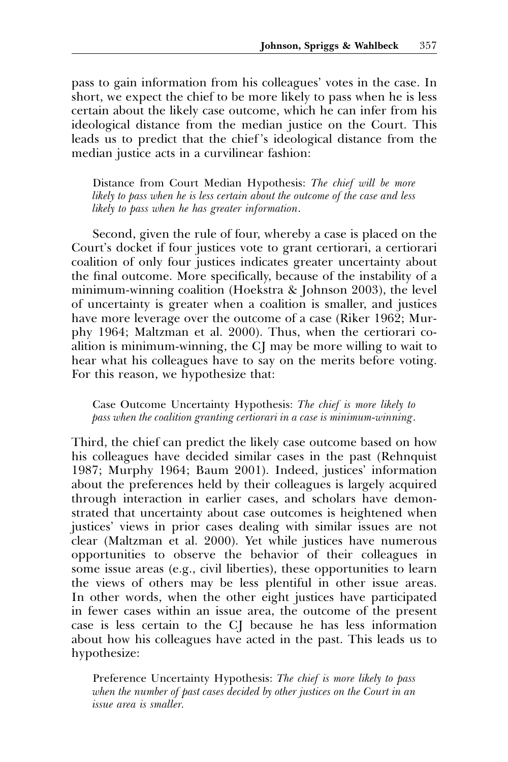pass to gain information from his colleagues' votes in the case. In short, we expect the chief to be more likely to pass when he is less certain about the likely case outcome, which he can infer from his ideological distance from the median justice on the Court. This leads us to predict that the chief's ideological distance from the median justice acts in a curvilinear fashion:

> Distance from Court Median Hypothesis: *The chief will be more likely to pass when he is less certain about the outcome of the case and less likely to pass when he has greater information.*

Second, given the rule of four, whereby a case is placed on the Court's docket if four justices vote to grant certiorari, a certiorari coalition of only four justices indicates greater uncertainty about the final outcome. More specifically, because of the instability of a minimum-winning coalition (Hoekstra & Johnson 2003), the level of uncertainty is greater when a coalition is smaller, and justices have more leverage over the outcome of a case (Riker 1962; Murphy 1964; Maltzman et al. 2000). Thus, when the certiorari coalition is minimum-winning, the CJ may be more willing to wait to hear what his colleagues have to say on the merits before voting. For this reason, we hypothesize that:

> Case Outcome Uncertainty Hypothesis: *The chief is more likely to pass when the coalition granting certiorari in a case is minimum-winning.*

Third, the chief can predict the likely case outcome based on how his colleagues have decided similar cases in the past (Rehnquist 1987; Murphy 1964; Baum 2001). Indeed, justices' information about the preferences held by their colleagues is largely acquired through interaction in earlier cases, and scholars have demonstrated that uncertainty about case outcomes is heightened when justices' views in prior cases dealing with similar issues are not clear (Maltzman et al. 2000). Yet while justices have numerous opportunities to observe the behavior of their colleagues in some issue areas (e.g., civil liberties), these opportunities to learn the views of others may be less plentiful in other issue areas. In other words, when the other eight justices have participated in fewer cases within an issue area, the outcome of the present case is less certain to the CJ because he has less information about how his colleagues have acted in the past. This leads us to hypothesize:

> Preference Uncertainty Hypothesis: *The chief is more likely to pass when the number of past cases decided by other justices on the Court in an issue area is smaller.*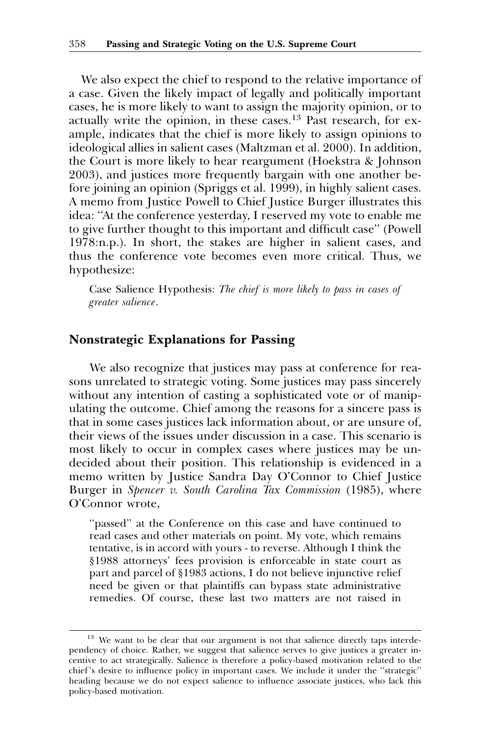We also expect the chief to respond to the relative importance of a case. Given the likely impact of legally and politically important cases, he is more likely to want to assign the majority opinion, or to actually write the opinion, in these cases.[13] Past research, for example, indicates that the chief is more likely to assign opinions to ideological allies in salient cases (Maltzman et al. 2000). In addition, the Court is more likely to hear reargument (Hoekstra & Johnson 2003), and justices more frequently bargain with one another before joining an opinion (Spriggs et al. 1999), in highly salient cases. A memo from Justice Powell to Chief Justice Burger illustrates this idea: "At the conference yesterday, I reserved my vote to enable me to give further thought to this important and difficult case" (Powell 1978:n.p.). In short, the stakes are higher in salient cases, and thus the conference vote becomes even more critical. Thus, we hypothesize:

> Case Salience Hypothesis: *The chief is more likely to pass in cases of greater salience.*

## Nonstrategic Explanations for Passing

We also recognize that justices may pass at conference for reasons unrelated to strategic voting. Some justices may pass sincerely without any intention of casting a sophisticated vote or of manipulating the outcome. Chief among the reasons for a sincere pass is that in some cases justices lack information about, or are unsure of, their views of the issues under discussion in a case. This scenario is most likely to occur in complex cases where justices may be undecided about their position. This relationship is evidenced in a memo written by Justice Sandra Day O'Connor to Chief Justice Burger in *Spencer v. South Carolina Tax Commission* (1985), where O'Connor wrote,

> "passed" at the Conference on this case and have continued to read cases and other materials on point. My vote, which remains tentative, is in accord with yours - to reverse. Although I think the §1988 attorneys' fees provision is enforceable in state court as part and parcel of §1983 actions, I do not believe injunctive relief need be given or that plaintiffs can bypass state administrative remedies. Of course, these last two matters are not raised in

[13] We want to be clear that our argument is not that salience directly taps interdependency of choice. Rather, we suggest that salience serves to give justices a greater incentive to act strategically. Salience is therefore a policy-based motivation related to the chief's desire to influence policy in important cases. We include it under the "strategic" heading because we do not expect salience to influence associate justices, who lack this policy-based motivation.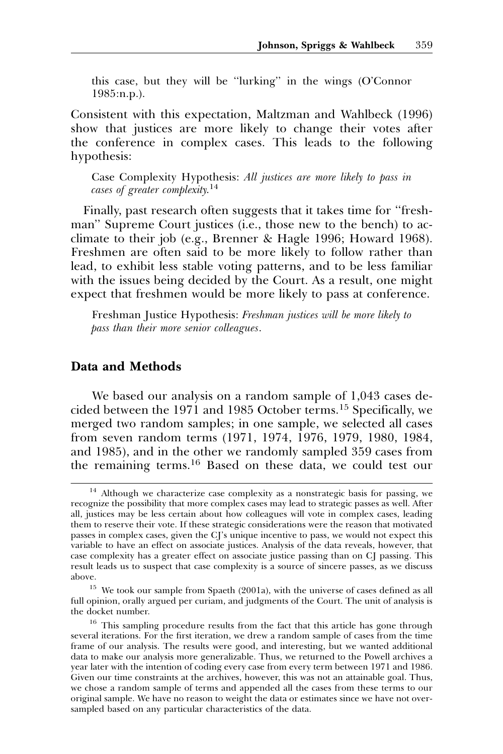this case, but they will be "lurking" in the wings (O'Connor 1985:n.p.).

Consistent with this expectation, Maltzman and Wahlbeck (1996) show that justices are more likely to change their votes after the conference in complex cases. This leads to the following hypothesis:

> Case Complexity Hypothesis: *All justices are more likely to pass in cases of greater complexity.*[14]

Finally, past research often suggests that it takes time for "freshman" Supreme Court justices (i.e., those new to the bench) to acclimate to their job (e.g., Brenner & Hagle 1996; Howard 1968). Freshmen are often said to be more likely to follow rather than lead, to exhibit less stable voting patterns, and to be less familiar with the issues being decided by the Court. As a result, one might expect that freshmen would be more likely to pass at conference.

> Freshman Justice Hypothesis: *Freshman justices will be more likely to pass than their more senior colleagues.*

## Data and Methods

We based our analysis on a random sample of 1,043 cases decided between the 1971 and 1985 October terms.[15] Specifically, we merged two random samples; in one sample, we selected all cases from seven random terms (1971, 1974, 1976, 1979, 1980, 1984, and 1985), and in the other we randomly sampled 359 cases from the remaining terms.[16] Based on these data, we could test our

---

[14] Although we characterize case complexity as a nonstrategic basis for passing, we recognize the possibility that more complex cases may lead to strategic passes as well. After all, justices may be less certain about how colleagues will vote in complex cases, leading them to reserve their vote. If these strategic considerations were the reason that motivated passes in complex cases, given the CJ's unique incentive to pass, we would not expect this variable to have an effect on associate justices. Analysis of the data reveals, however, that case complexity has a greater effect on associate justice passing than on CJ passing. This result leads us to suspect that case complexity is a source of sincere passes, as we discuss above.

[15] We took our sample from Spaeth (2001a), with the universe of cases defined as all full opinion, orally argued per curiam, and judgments of the Court. The unit of analysis is the docket number.

[16] This sampling procedure results from the fact that this article has gone through several iterations. For the first iteration, we drew a random sample of cases from the time frame of our analysis. The results were good, and interesting, but we wanted additional data to make our analysis more generalizable. Thus, we returned to the Powell archives a year later with the intention of coding every case from every term between 1971 and 1986. Given our time constraints at the archives, however, this was not an attainable goal. Thus, we chose a random sample of terms and appended all the cases from these terms to our original sample. We have no reason to weight the data or estimates since we have not oversampled based on any particular characteristics of the data.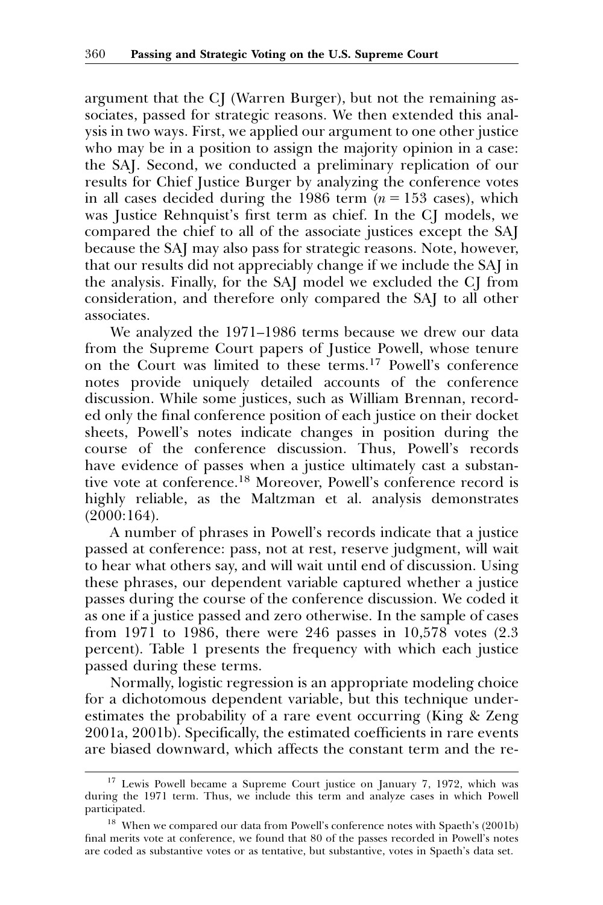argument that the CJ (Warren Burger), but not the remaining associates, passed for strategic reasons. We then extended this analysis in two ways. First, we applied our argument to one other justice who may be in a position to assign the majority opinion in a case: the SAJ. Second, we conducted a preliminary replication of our results for Chief Justice Burger by analyzing the conference votes in all cases decided during the 1986 term ($n = 153$ cases), which was Justice Rehnquist's first term as chief. In the CJ models, we compared the chief to all of the associate justices except the SAJ because the SAJ may also pass for strategic reasons. Note, however, that our results did not appreciably change if we include the SAJ in the analysis. Finally, for the SAJ model we excluded the CJ from consideration, and therefore only compared the SAJ to all other associates.

We analyzed the 1971–1986 terms because we drew our data from the Supreme Court papers of Justice Powell, whose tenure on the Court was limited to these terms.[17] Powell's conference notes provide uniquely detailed accounts of the conference discussion. While some justices, such as William Brennan, recorded only the final conference position of each justice on their docket sheets, Powell's notes indicate changes in position during the course of the conference discussion. Thus, Powell's records have evidence of passes when a justice ultimately cast a substantive vote at conference.[18] Moreover, Powell's conference record is highly reliable, as the Maltzman et al. analysis demonstrates (2000:164).

A number of phrases in Powell's records indicate that a justice passed at conference: pass, not at rest, reserve judgment, will wait to hear what others say, and will wait until end of discussion. Using these phrases, our dependent variable captured whether a justice passes during the course of the conference discussion. We coded it as one if a justice passed and zero otherwise. In the sample of cases from 1971 to 1986, there were 246 passes in 10,578 votes (2.3 percent). Table 1 presents the frequency with which each justice passed during these terms.

Normally, logistic regression is an appropriate modeling choice for a dichotomous dependent variable, but this technique underestimates the probability of a rare event occurring (King & Zeng 2001a, 2001b). Specifically, the estimated coefficients in rare events are biased downward, which affects the constant term and the re-

---

[17] Lewis Powell became a Supreme Court justice on January 7, 1972, which was during the 1971 term. Thus, we include this term and analyze cases in which Powell participated.

[18] When we compared our data from Powell's conference notes with Spaeth's (2001b) final merits vote at conference, we found that 80 of the passes recorded in Powell's notes are coded as substantive votes or as tentative, but substantive, votes in Spaeth's data set.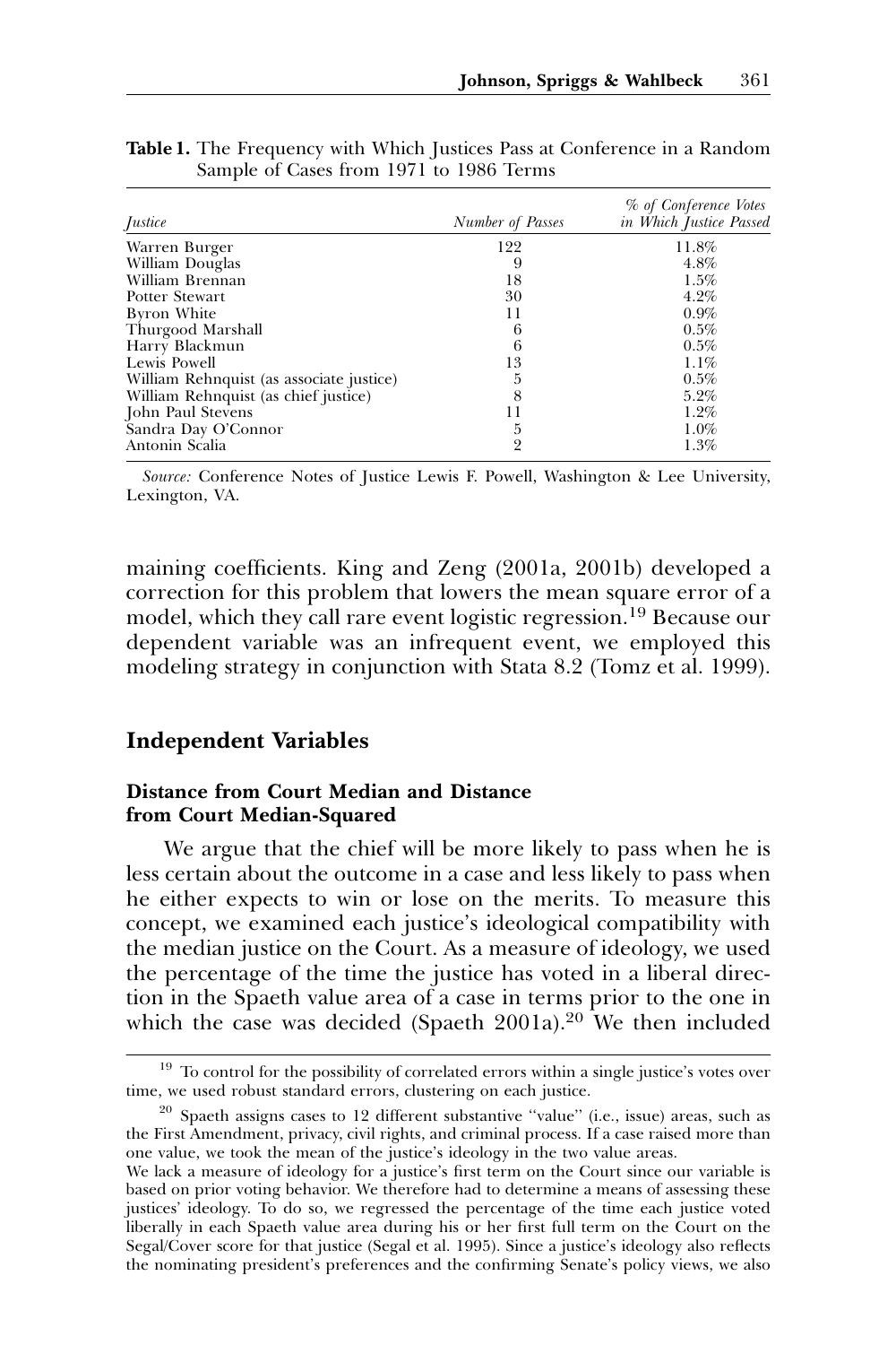**Table 1.** The Frequency with Which Justices Pass at Conference in a Random Sample of Cases from 1971 to 1986 Terms

| *Justice* | *Number of Passes* | *% of Conference Votes in Which Justice Passed* |
|---|---|---|
| Warren Burger | 122 | 11.8% |
| William Douglas | 9 | 4.8% |
| William Brennan | 18 | 1.5% |
| Potter Stewart | 30 | 4.2% |
| Byron White | 11 | 0.9% |
| Thurgood Marshall | 6 | 0.5% |
| Harry Blackmun | 6 | 0.5% |
| Lewis Powell | 13 | 1.1% |
| William Rehnquist (as associate justice) | 5 | 0.5% |
| William Rehnquist (as chief justice) | 8 | 5.2% |
| John Paul Stevens | 11 | 1.2% |
| Sandra Day O'Connor | 5 | 1.0% |
| Antonin Scalia | 2 | 1.3% |

*Source:* Conference Notes of Justice Lewis F. Powell, Washington & Lee University, Lexington, VA.

maining coefficients. King and Zeng (2001a, 2001b) developed a correction for this problem that lowers the mean square error of a model, which they call rare event logistic regression.[19] Because our dependent variable was an infrequent event, we employed this modeling strategy in conjunction with Stata 8.2 (Tomz et al. 1999).

## Independent Variables

### Distance from Court Median and Distance from Court Median-Squared

We argue that the chief will be more likely to pass when he is less certain about the outcome in a case and less likely to pass when he either expects to win or lose on the merits. To measure this concept, we examined each justice's ideological compatibility with the median justice on the Court. As a measure of ideology, we used the percentage of the time the justice has voted in a liberal direction in the Spaeth value area of a case in terms prior to the one in which the case was decided (Spaeth 2001a).[20] We then included

[19] To control for the possibility of correlated errors within a single justice's votes over time, we used robust standard errors, clustering on each justice.

[20] Spaeth assigns cases to 12 different substantive "value" (i.e., issue) areas, such as the First Amendment, privacy, civil rights, and criminal process. If a case raised more than one value, we took the mean of the justice's ideology in the two value areas.

We lack a measure of ideology for a justice's first term on the Court since our variable is based on prior voting behavior. We therefore had to determine a means of assessing these justices' ideology. To do so, we regressed the percentage of the time each justice voted liberally in each Spaeth value area during his or her first full term on the Court on the Segal/Cover score for that justice (Segal et al. 1995). Since a justice's ideology also reflects the nominating president's preferences and the confirming Senate's policy views, we also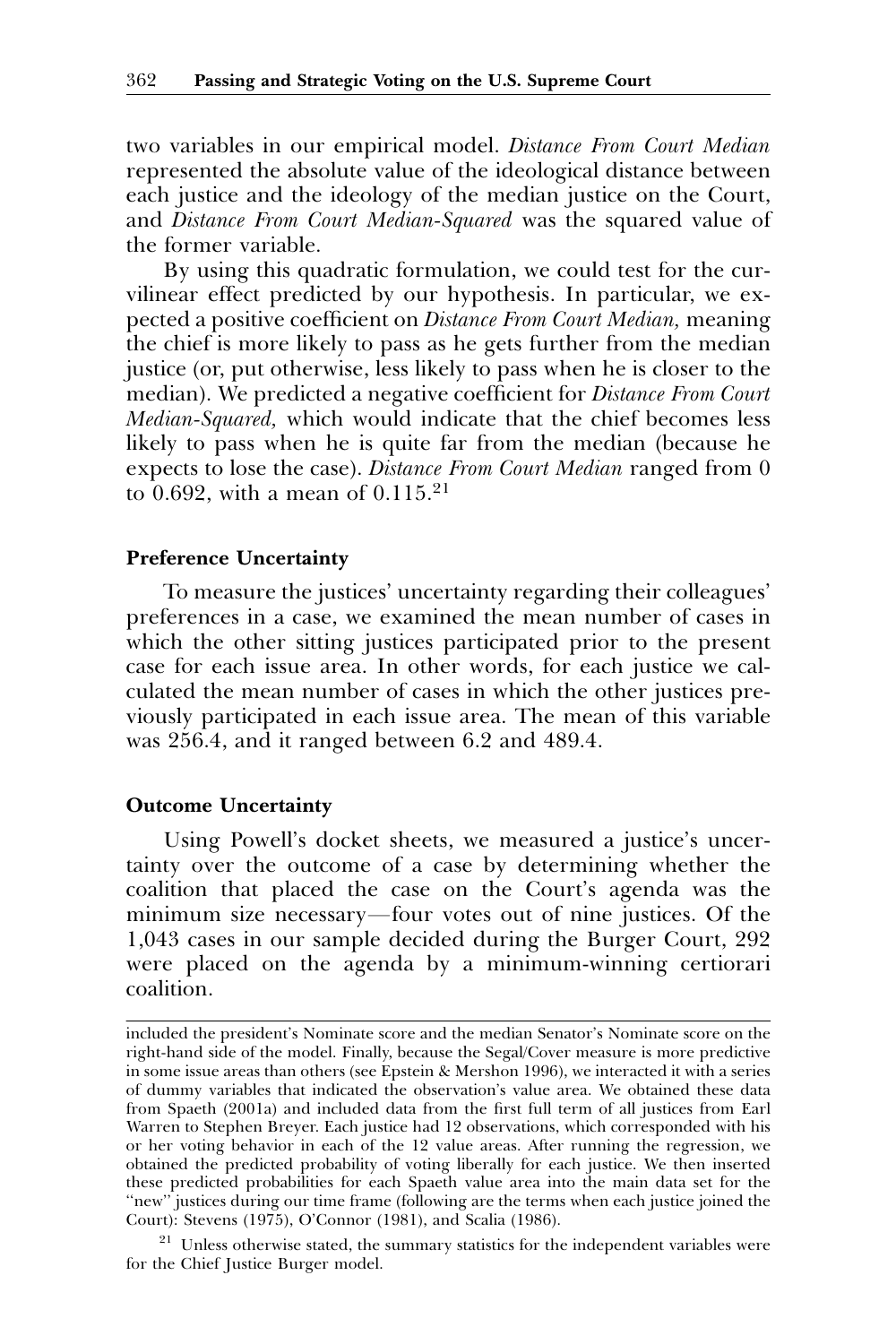two variables in our empirical model. *Distance From Court Median* represented the absolute value of the ideological distance between each justice and the ideology of the median justice on the Court, and *Distance From Court Median-Squared* was the squared value of the former variable.

By using this quadratic formulation, we could test for the curvilinear effect predicted by our hypothesis. In particular, we expected a positive coefficient on *Distance From Court Median,* meaning the chief is more likely to pass as he gets further from the median justice (or, put otherwise, less likely to pass when he is closer to the median). We predicted a negative coefficient for *Distance From Court Median-Squared,* which would indicate that the chief becomes less likely to pass when he is quite far from the median (because he expects to lose the case). *Distance From Court Median* ranged from 0 to 0.692, with a mean of 0.115.[21]

### Preference Uncertainty

To measure the justices' uncertainty regarding their colleagues' preferences in a case, we examined the mean number of cases in which the other sitting justices participated prior to the present case for each issue area. In other words, for each justice we calculated the mean number of cases in which the other justices previously participated in each issue area. The mean of this variable was 256.4, and it ranged between 6.2 and 489.4.

### Outcome Uncertainty

Using Powell's docket sheets, we measured a justice's uncertainty over the outcome of a case by determining whether the coalition that placed the case on the Court's agenda was the minimum size necessary—four votes out of nine justices. Of the 1,043 cases in our sample decided during the Burger Court, 292 were placed on the agenda by a minimum-winning certiorari coalition.

---

included the president's Nominate score and the median Senator's Nominate score on the right-hand side of the model. Finally, because the Segal/Cover measure is more predictive in some issue areas than others (see Epstein & Mershon 1996), we interacted it with a series of dummy variables that indicated the observation's value area. We obtained these data from Spaeth (2001a) and included data from the first full term of all justices from Earl Warren to Stephen Breyer. Each justice had 12 observations, which corresponded with his or her voting behavior in each of the 12 value areas. After running the regression, we obtained the predicted probability of voting liberally for each justice. We then inserted these predicted probabilities for each Spaeth value area into the main data set for the "new" justices during our time frame (following are the terms when each justice joined the Court): Stevens (1975), O'Connor (1981), and Scalia (1986).

[21] Unless otherwise stated, the summary statistics for the independent variables were for the Chief Justice Burger model.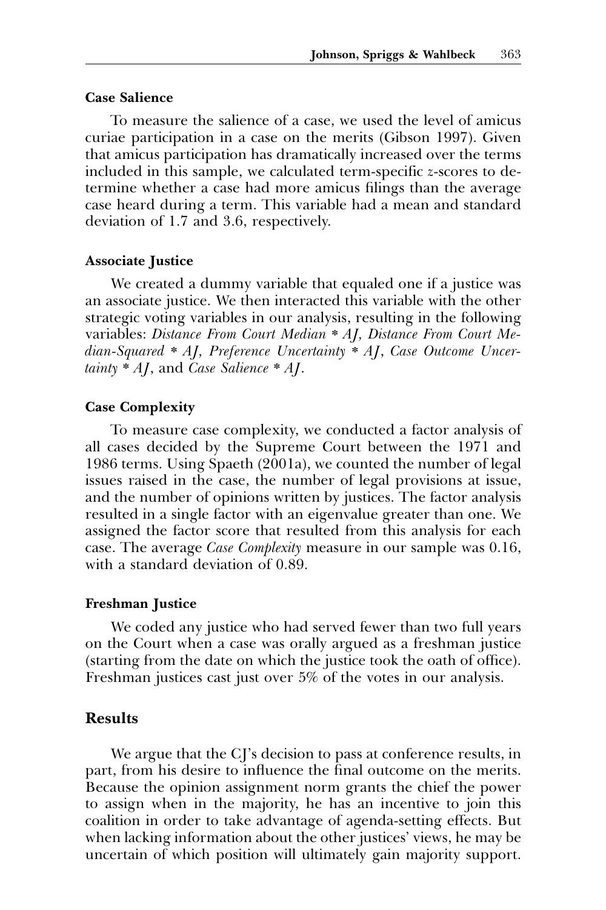#### Case Salience

To measure the salience of a case, we used the level of amicus curiae participation in a case on the merits (Gibson 1997). Given that amicus participation has dramatically increased over the terms included in this sample, we calculated term-specific *z*-scores to determine whether a case had more amicus filings than the average case heard during a term. This variable had a mean and standard deviation of 1.7 and 3.6, respectively.

#### Associate Justice

We created a dummy variable that equaled one if a justice was an associate justice. We then interacted this variable with the other strategic voting variables in our analysis, resulting in the following variables: *Distance From Court Median * AJ, Distance From Court Median-Squared * AJ, Preference Uncertainty * AJ, Case Outcome Uncertainty * AJ*, and *Case Salience * AJ*.

#### Case Complexity

To measure case complexity, we conducted a factor analysis of all cases decided by the Supreme Court between the 1971 and 1986 terms. Using Spaeth (2001a), we counted the number of legal issues raised in the case, the number of legal provisions at issue, and the number of opinions written by justices. The factor analysis resulted in a single factor with an eigenvalue greater than one. We assigned the factor score that resulted from this analysis for each case. The average *Case Complexity* measure in our sample was 0.16, with a standard deviation of 0.89.

#### Freshman Justice

We coded any justice who had served fewer than two full years on the Court when a case was orally argued as a freshman justice (starting from the date on which the justice took the oath of office). Freshman justices cast just over 5% of the votes in our analysis.

### Results

We argue that the CJ's decision to pass at conference results, in part, from his desire to influence the final outcome on the merits. Because the opinion assignment norm grants the chief the power to assign when in the majority, he has an incentive to join this coalition in order to take advantage of agenda-setting effects. But when lacking information about the other justices' views, he may be uncertain of which position will ultimately gain majority support.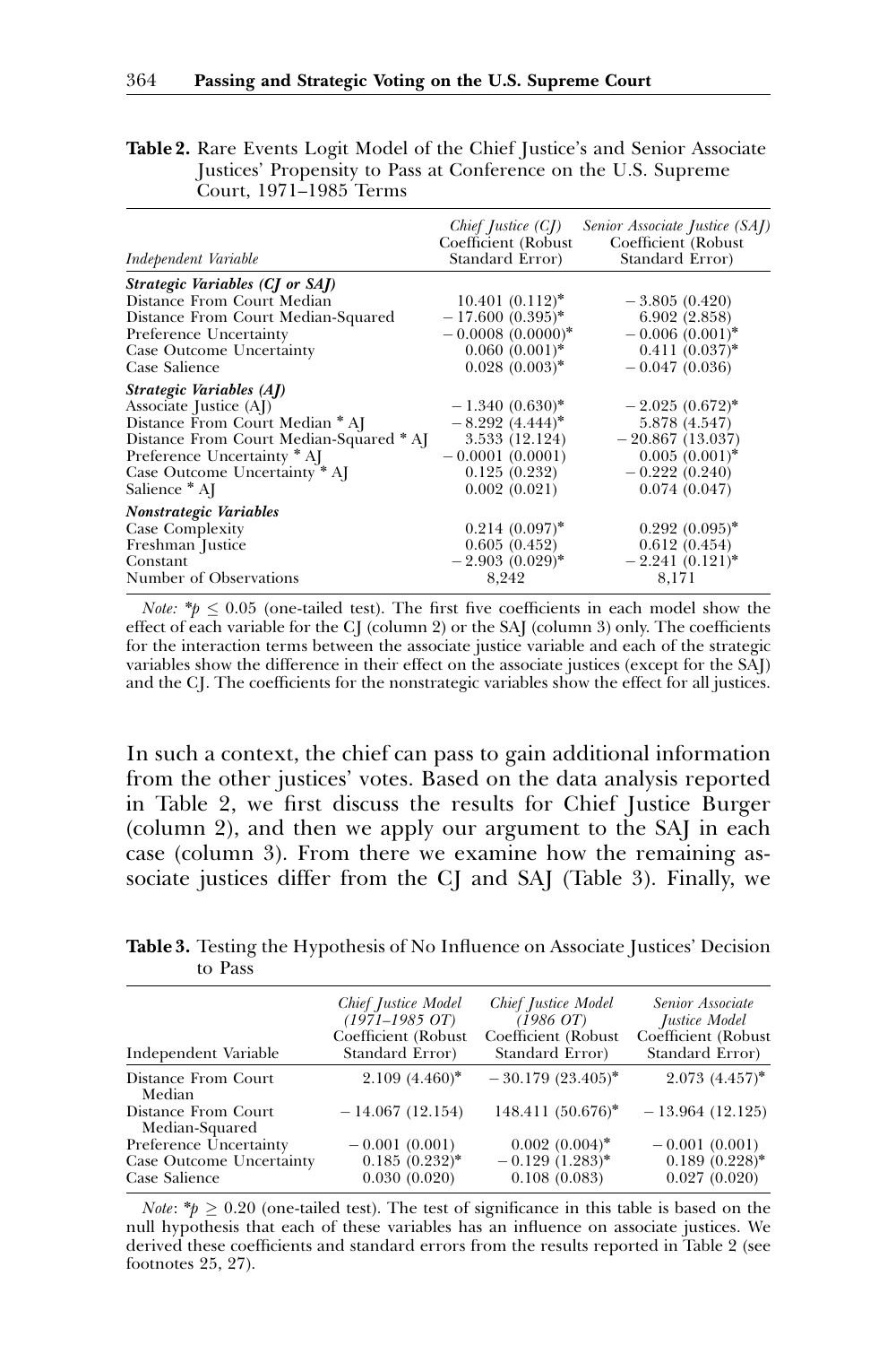**Table 2.** Rare Events Logit Model of the Chief Justice's and Senior Associate Justices' Propensity to Pass at Conference on the U.S. Supreme Court, 1971–1985 Terms

| *Independent Variable* | *Chief Justice (CJ)* Coefficient (Robust Standard Error) | *Senior Associate Justice (SAJ)* Coefficient (Robust Standard Error) |
|---|---|---|
| ***Strategic Variables (CJ or SAJ)*** | | |
| Distance From Court Median | 10.401 (0.112)* | −3.805 (0.420) |
| Distance From Court Median-Squared | −17.600 (0.395)* | 6.902 (2.858) |
| Preference Uncertainty | −0.0008 (0.0000)* | −0.006 (0.001)* |
| Case Outcome Uncertainty | 0.060 (0.001)* | 0.411 (0.037)* |
| Case Salience | 0.028 (0.003)* | −0.047 (0.036) |
| ***Strategic Variables (AJ)*** | | |
| Associate Justice (AJ) | −1.340 (0.630)* | −2.025 (0.672)* |
| Distance From Court Median * AJ | −8.292 (4.444)* | 5.878 (4.547) |
| Distance From Court Median-Squared * AJ | 3.533 (12.124) | −20.867 (13.037) |
| Preference Uncertainty * AJ | −0.0001 (0.0001) | 0.005 (0.001)* |
| Case Outcome Uncertainty * AJ | 0.125 (0.232) | −0.222 (0.240) |
| Salience * AJ | 0.002 (0.021) | 0.074 (0.047) |
| ***Nonstrategic Variables*** | | |
| Case Complexity | 0.214 (0.097)* | 0.292 (0.095)* |
| Freshman Justice | 0.605 (0.452) | 0.612 (0.454) |
| Constant | −2.903 (0.029)* | −2.241 (0.121)* |
| Number of Observations | 8,242 | 8,171 |

*Note:* *$p \leq 0.05$ (one-tailed test). The first five coefficients in each model show the effect of each variable for the CJ (column 2) or the SAJ (column 3) only. The coefficients for the interaction terms between the associate justice variable and each of the strategic variables show the difference in their effect on the associate justices (except for the SAJ) and the CJ. The coefficients for the nonstrategic variables show the effect for all justices.

In such a context, the chief can pass to gain additional information from the other justices' votes. Based on the data analysis reported in Table 2, we first discuss the results for Chief Justice Burger (column 2), and then we apply our argument to the SAJ in each case (column 3). From there we examine how the remaining associate justices differ from the CJ and SAJ (Table 3). Finally, we

**Table 3.** Testing the Hypothesis of No Influence on Associate Justices' Decision to Pass

| Independent Variable | *Chief Justice Model (1971–1985 OT)* Coefficient (Robust Standard Error) | *Chief Justice Model (1986 OT)* Coefficient (Robust Standard Error) | *Senior Associate Justice Model* Coefficient (Robust Standard Error) |
|---|---|---|---|
| Distance From Court Median | 2.109 (4.460)* | −30.179 (23.405)* | 2.073 (4.457)* |
| Distance From Court Median-Squared | −14.067 (12.154) | 148.411 (50.676)* | −13.964 (12.125) |
| Preference Uncertainty | −0.001 (0.001) | 0.002 (0.004)* | −0.001 (0.001) |
| Case Outcome Uncertainty | 0.185 (0.232)* | −0.129 (1.283)* | 0.189 (0.228)* |
| Case Salience | 0.030 (0.020) | 0.108 (0.083) | 0.027 (0.020) |

*Note*: *$p \geq 0.20$ (one-tailed test). The test of significance in this table is based on the null hypothesis that each of these variables has an influence on associate justices. We derived these coefficients and standard errors from the results reported in Table 2 (see footnotes 25, 27).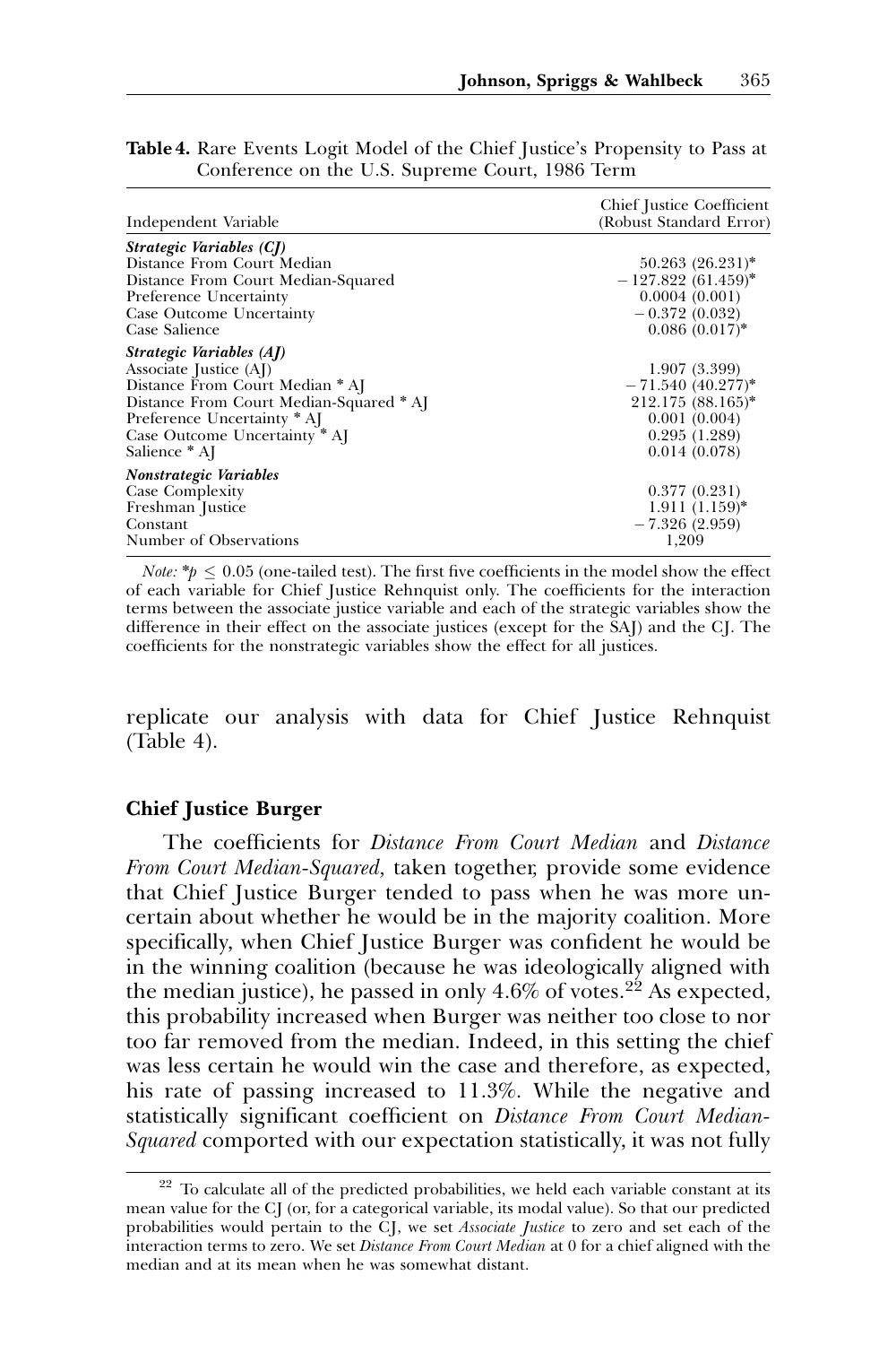**Table 4.** Rare Events Logit Model of the Chief Justice's Propensity to Pass at Conference on the U.S. Supreme Court, 1986 Term

| Independent Variable | Chief Justice Coefficient (Robust Standard Error) |
|---|---|
| ***Strategic Variables (CJ)*** | |
| Distance From Court Median | 50.263 (26.231)* |
| Distance From Court Median-Squared | −127.822 (61.459)* |
| Preference Uncertainty | 0.0004 (0.001) |
| Case Outcome Uncertainty | −0.372 (0.032) |
| Case Salience | 0.086 (0.017)* |
| ***Strategic Variables (AJ)*** | |
| Associate Justice (AJ) | 1.907 (3.399) |
| Distance From Court Median * AJ | −71.540 (40.277)* |
| Distance From Court Median-Squared * AJ | 212.175 (88.165)* |
| Preference Uncertainty * AJ | 0.001 (0.004) |
| Case Outcome Uncertainty * AJ | 0.295 (1.289) |
| Salience * AJ | 0.014 (0.078) |
| ***Nonstrategic Variables*** | |
| Case Complexity | 0.377 (0.231) |
| Freshman Justice | 1.911 (1.159)* |
| Constant | −7.326 (2.959) |
| Number of Observations | 1,209 |

*Note:* $^{*}p \leq 0.05$ (one-tailed test). The first five coefficients in the model show the effect of each variable for Chief Justice Rehnquist only. The coefficients for the interaction terms between the associate justice variable and each of the strategic variables show the difference in their effect on the associate justices (except for the SAJ) and the CJ. The coefficients for the nonstrategic variables show the effect for all justices.

replicate our analysis with data for Chief Justice Rehnquist (Table 4).

### Chief Justice Burger

The coefficients for *Distance From Court Median* and *Distance From Court Median-Squared,* taken together, provide some evidence that Chief Justice Burger tended to pass when he was more uncertain about whether he would be in the majority coalition. More specifically, when Chief Justice Burger was confident he would be in the winning coalition (because he was ideologically aligned with the median justice), he passed in only 4.6% of votes.[22] As expected, this probability increased when Burger was neither too close to nor too far removed from the median. Indeed, in this setting the chief was less certain he would win the case and therefore, as expected, his rate of passing increased to 11.3%. While the negative and statistically significant coefficient on *Distance From Court Median-Squared* comported with our expectation statistically, it was not fully

[22] To calculate all of the predicted probabilities, we held each variable constant at its mean value for the CJ (or, for a categorical variable, its modal value). So that our predicted probabilities would pertain to the CJ, we set *Associate Justice* to zero and set each of the interaction terms to zero. We set *Distance From Court Median* at 0 for a chief aligned with the median and at its mean when he was somewhat distant.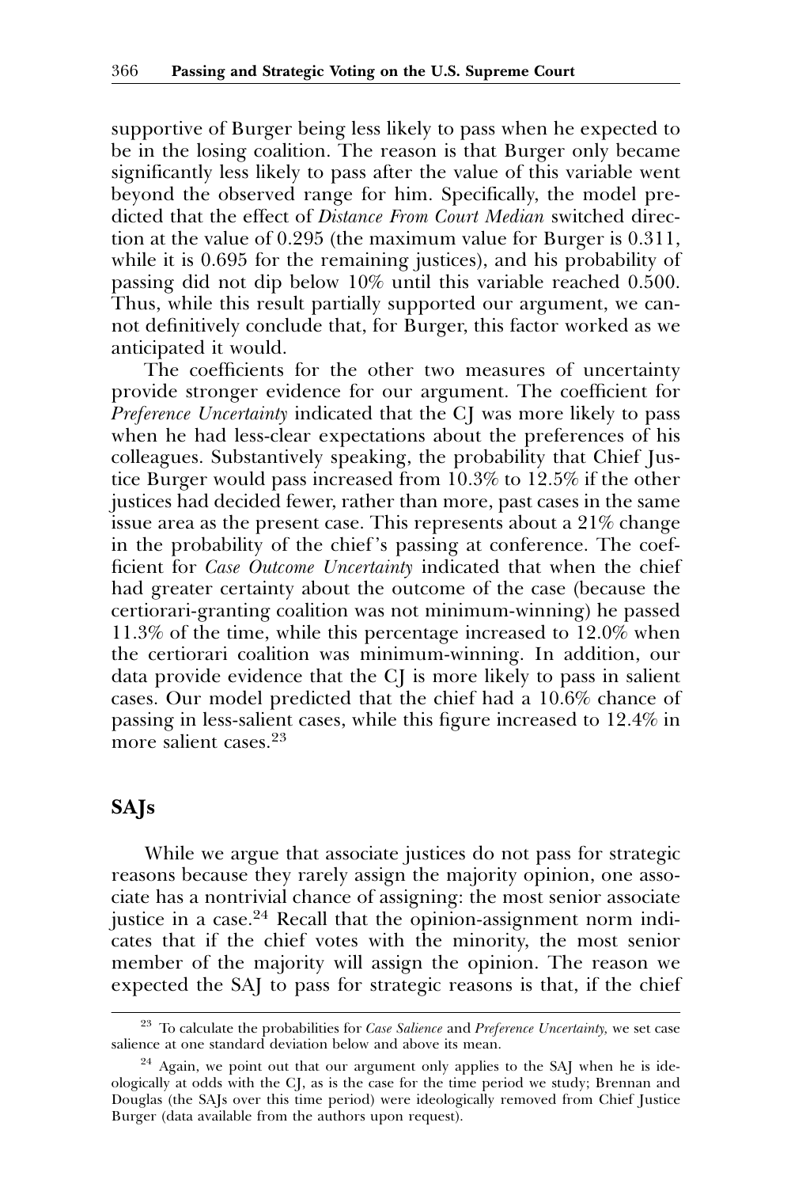supportive of Burger being less likely to pass when he expected to be in the losing coalition. The reason is that Burger only became significantly less likely to pass after the value of this variable went beyond the observed range for him. Specifically, the model predicted that the effect of *Distance From Court Median* switched direction at the value of 0.295 (the maximum value for Burger is 0.311, while it is 0.695 for the remaining justices), and his probability of passing did not dip below 10% until this variable reached 0.500. Thus, while this result partially supported our argument, we cannot definitively conclude that, for Burger, this factor worked as we anticipated it would.

The coefficients for the other two measures of uncertainty provide stronger evidence for our argument. The coefficient for *Preference Uncertainty* indicated that the CJ was more likely to pass when he had less-clear expectations about the preferences of his colleagues. Substantively speaking, the probability that Chief Justice Burger would pass increased from 10.3% to 12.5% if the other justices had decided fewer, rather than more, past cases in the same issue area as the present case. This represents about a 21% change in the probability of the chief's passing at conference. The coefficient for *Case Outcome Uncertainty* indicated that when the chief had greater certainty about the outcome of the case (because the certiorari-granting coalition was not minimum-winning) he passed 11.3% of the time, while this percentage increased to 12.0% when the certiorari coalition was minimum-winning. In addition, our data provide evidence that the CJ is more likely to pass in salient cases. Our model predicted that the chief had a 10.6% chance of passing in less-salient cases, while this figure increased to 12.4% in more salient cases.[23]

## SAJs

While we argue that associate justices do not pass for strategic reasons because they rarely assign the majority opinion, one associate has a nontrivial chance of assigning: the most senior associate justice in a case.[24] Recall that the opinion-assignment norm indicates that if the chief votes with the minority, the most senior member of the majority will assign the opinion. The reason we expected the SAJ to pass for strategic reasons is that, if the chief

[23] To calculate the probabilities for *Case Salience* and *Preference Uncertainty,* we set case salience at one standard deviation below and above its mean.

[24] Again, we point out that our argument only applies to the SAJ when he is ideologically at odds with the CJ, as is the case for the time period we study; Brennan and Douglas (the SAJs over this time period) were ideologically removed from Chief Justice Burger (data available from the authors upon request).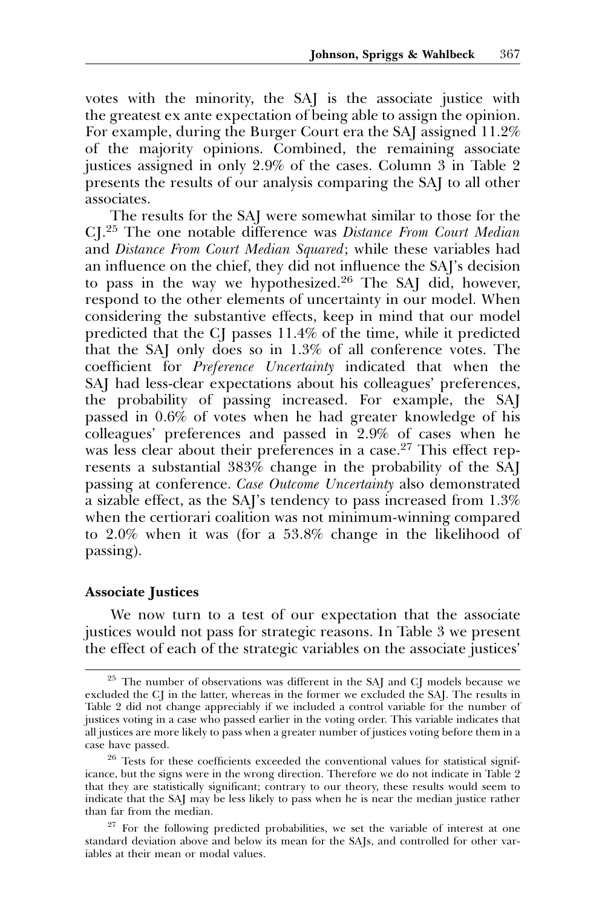votes with the minority, the SAJ is the associate justice with the greatest ex ante expectation of being able to assign the opinion. For example, during the Burger Court era the SAJ assigned 11.2% of the majority opinions. Combined, the remaining associate justices assigned in only 2.9% of the cases. Column 3 in Table 2 presents the results of our analysis comparing the SAJ to all other associates.

The results for the SAJ were somewhat similar to those for the CJ.[25] The one notable difference was *Distance From Court Median* and *Distance From Court Median Squared*; while these variables had an influence on the chief, they did not influence the SAJ's decision to pass in the way we hypothesized.[26] The SAJ did, however, respond to the other elements of uncertainty in our model. When considering the substantive effects, keep in mind that our model predicted that the CJ passes 11.4% of the time, while it predicted that the SAJ only does so in 1.3% of all conference votes. The coefficient for *Preference Uncertainty* indicated that when the SAJ had less-clear expectations about his colleagues' preferences, the probability of passing increased. For example, the SAJ passed in 0.6% of votes when he had greater knowledge of his colleagues' preferences and passed in 2.9% of cases when he was less clear about their preferences in a case.[27] This effect represents a substantial 383% change in the probability of the SAJ passing at conference. *Case Outcome Uncertainty* also demonstrated a sizable effect, as the SAJ's tendency to pass increased from 1.3% when the certiorari coalition was not minimum-winning compared to 2.0% when it was (for a 53.8% change in the likelihood of passing).

### Associate Justices

We now turn to a test of our expectation that the associate justices would not pass for strategic reasons. In Table 3 we present the effect of each of the strategic variables on the associate justices'

[25] The number of observations was different in the SAJ and CJ models because we excluded the CJ in the latter, whereas in the former we excluded the SAJ. The results in Table 2 did not change appreciably if we included a control variable for the number of justices voting in a case who passed earlier in the voting order. This variable indicates that all justices are more likely to pass when a greater number of justices voting before them in a case have passed.

[26] Tests for these coefficients exceeded the conventional values for statistical significance, but the signs were in the wrong direction. Therefore we do not indicate in Table 2 that they are statistically significant; contrary to our theory, these results would seem to indicate that the SAJ may be less likely to pass when he is near the median justice rather than far from the median.

[27] For the following predicted probabilities, we set the variable of interest at one standard deviation above and below its mean for the SAJs, and controlled for other variables at their mean or modal values.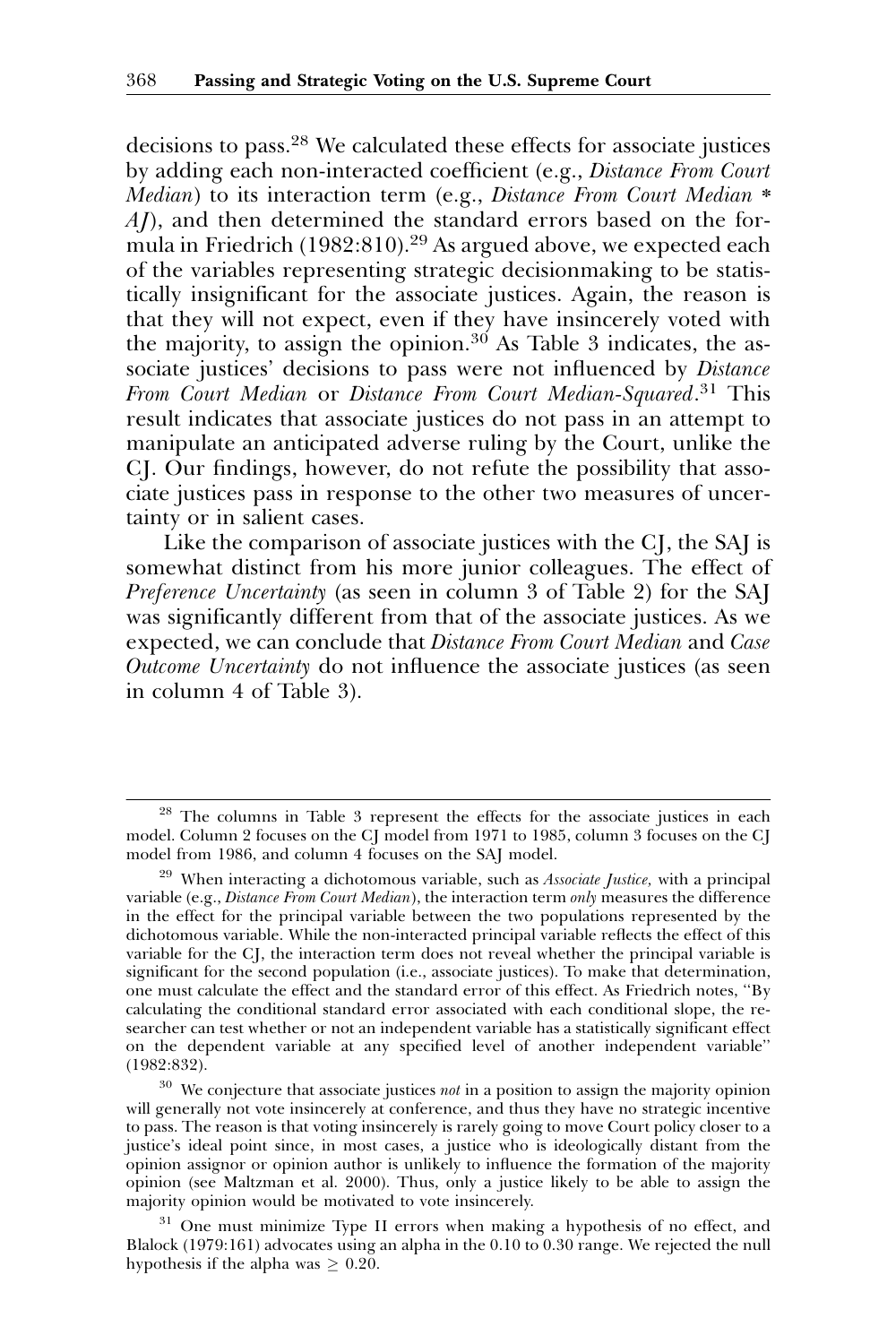decisions to pass.[28] We calculated these effects for associate justices by adding each non-interacted coefficient (e.g., *Distance From Court Median*) to its interaction term (e.g., *Distance From Court Median * AJ*), and then determined the standard errors based on the formula in Friedrich (1982:810).[29] As argued above, we expected each of the variables representing strategic decisionmaking to be statistically insignificant for the associate justices. Again, the reason is that they will not expect, even if they have insincerely voted with the majority, to assign the opinion.[30] As Table 3 indicates, the associate justices' decisions to pass were not influenced by *Distance From Court Median* or *Distance From Court Median-Squared*.[31] This result indicates that associate justices do not pass in an attempt to manipulate an anticipated adverse ruling by the Court, unlike the CJ. Our findings, however, do not refute the possibility that associate justices pass in response to the other two measures of uncertainty or in salient cases.

Like the comparison of associate justices with the CJ, the SAJ is somewhat distinct from his more junior colleagues. The effect of *Preference Uncertainty* (as seen in column 3 of Table 2) for the SAJ was significantly different from that of the associate justices. As we expected, we can conclude that *Distance From Court Median* and *Case Outcome Uncertainty* do not influence the associate justices (as seen in column 4 of Table 3).

---

[28] The columns in Table 3 represent the effects for the associate justices in each model. Column 2 focuses on the CJ model from 1971 to 1985, column 3 focuses on the CJ model from 1986, and column 4 focuses on the SAJ model.

[29] When interacting a dichotomous variable, such as *Associate Justice,* with a principal variable (e.g., *Distance From Court Median*), the interaction term *only* measures the difference in the effect for the principal variable between the two populations represented by the dichotomous variable. While the non-interacted principal variable reflects the effect of this variable for the CJ, the interaction term does not reveal whether the principal variable is significant for the second population (i.e., associate justices). To make that determination, one must calculate the effect and the standard error of this effect. As Friedrich notes, "By calculating the conditional standard error associated with each conditional slope, the researcher can test whether or not an independent variable has a statistically significant effect on the dependent variable at any specified level of another independent variable" (1982:832).

[30] We conjecture that associate justices *not* in a position to assign the majority opinion will generally not vote insincerely at conference, and thus they have no strategic incentive to pass. The reason is that voting insincerely is rarely going to move Court policy closer to a justice's ideal point since, in most cases, a justice who is ideologically distant from the opinion assignor or opinion author is unlikely to influence the formation of the majority opinion (see Maltzman et al. 2000). Thus, only a justice likely to be able to assign the majority opinion would be motivated to vote insincerely.

[31] One must minimize Type II errors when making a hypothesis of no effect, and Blalock (1979:161) advocates using an alpha in the 0.10 to 0.30 range. We rejected the null hypothesis if the alpha was $\geq 0.20$.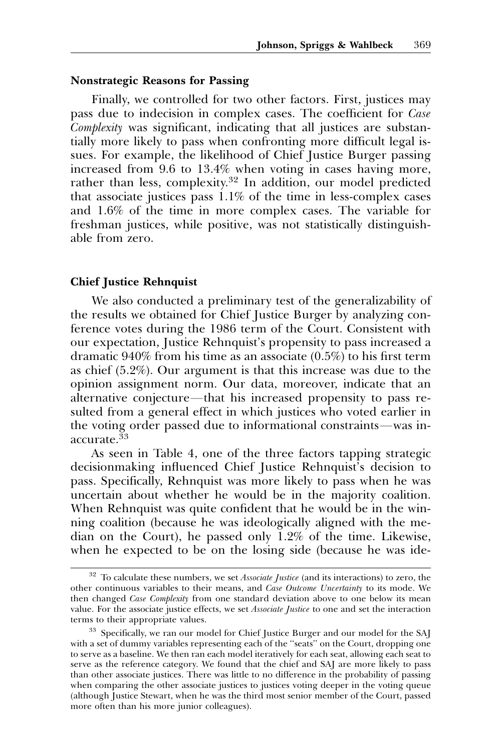### Nonstrategic Reasons for Passing

Finally, we controlled for two other factors. First, justices may pass due to indecision in complex cases. The coefficient for *Case Complexity* was significant, indicating that all justices are substantially more likely to pass when confronting more difficult legal issues. For example, the likelihood of Chief Justice Burger passing increased from 9.6 to 13.4% when voting in cases having more, rather than less, complexity.[32] In addition, our model predicted that associate justices pass 1.1% of the time in less-complex cases and 1.6% of the time in more complex cases. The variable for freshman justices, while positive, was not statistically distinguishable from zero.

### Chief Justice Rehnquist

We also conducted a preliminary test of the generalizability of the results we obtained for Chief Justice Burger by analyzing conference votes during the 1986 term of the Court. Consistent with our expectation, Justice Rehnquist's propensity to pass increased a dramatic 940% from his time as an associate (0.5%) to his first term as chief (5.2%). Our argument is that this increase was due to the opinion assignment norm. Our data, moreover, indicate that an alternative conjecture—that his increased propensity to pass resulted from a general effect in which justices who voted earlier in the voting order passed due to informational constraints—was inaccurate.[33]

As seen in Table 4, one of the three factors tapping strategic decisionmaking influenced Chief Justice Rehnquist's decision to pass. Specifically, Rehnquist was more likely to pass when he was uncertain about whether he would be in the majority coalition. When Rehnquist was quite confident that he would be in the winning coalition (because he was ideologically aligned with the median on the Court), he passed only 1.2% of the time. Likewise, when he expected to be on the losing side (because he was ide-

---

[32] To calculate these numbers, we set *Associate Justice* (and its interactions) to zero, the other continuous variables to their means, and *Case Outcome Uncertainty* to its mode. We then changed *Case Complexity* from one standard deviation above to one below its mean value. For the associate justice effects, we set *Associate Justice* to one and set the interaction terms to their appropriate values.

[33] Specifically, we ran our model for Chief Justice Burger and our model for the SAJ with a set of dummy variables representing each of the "seats" on the Court, dropping one to serve as a baseline. We then ran each model iteratively for each seat, allowing each seat to serve as the reference category. We found that the chief and SAJ are more likely to pass than other associate justices. There was little to no difference in the probability of passing when comparing the other associate justices to justices voting deeper in the voting queue (although Justice Stewart, when he was the third most senior member of the Court, passed more often than his more junior colleagues).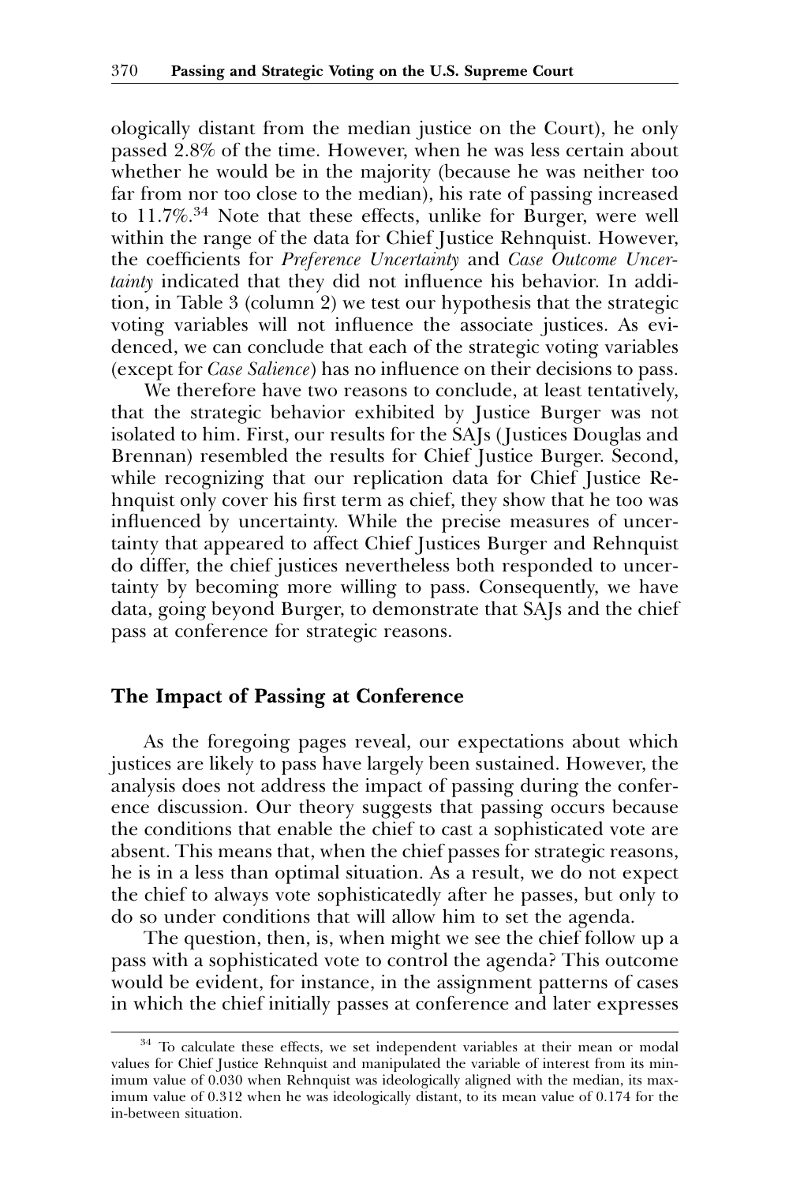ologically distant from the median justice on the Court), he only passed 2.8% of the time. However, when he was less certain about whether he would be in the majority (because he was neither too far from nor too close to the median), his rate of passing increased to 11.7%.[34] Note that these effects, unlike for Burger, were well within the range of the data for Chief Justice Rehnquist. However, the coefficients for *Preference Uncertainty* and *Case Outcome Uncertainty* indicated that they did not influence his behavior. In addition, in Table 3 (column 2) we test our hypothesis that the strategic voting variables will not influence the associate justices. As evidenced, we can conclude that each of the strategic voting variables (except for *Case Salience*) has no influence on their decisions to pass.

We therefore have two reasons to conclude, at least tentatively, that the strategic behavior exhibited by Justice Burger was not isolated to him. First, our results for the SAJs (Justices Douglas and Brennan) resembled the results for Chief Justice Burger. Second, while recognizing that our replication data for Chief Justice Rehnquist only cover his first term as chief, they show that he too was influenced by uncertainty. While the precise measures of uncertainty that appeared to affect Chief Justices Burger and Rehnquist do differ, the chief justices nevertheless both responded to uncertainty by becoming more willing to pass. Consequently, we have data, going beyond Burger, to demonstrate that SAJs and the chief pass at conference for strategic reasons.

## The Impact of Passing at Conference

As the foregoing pages reveal, our expectations about which justices are likely to pass have largely been sustained. However, the analysis does not address the impact of passing during the conference discussion. Our theory suggests that passing occurs because the conditions that enable the chief to cast a sophisticated vote are absent. This means that, when the chief passes for strategic reasons, he is in a less than optimal situation. As a result, we do not expect the chief to always vote sophisticatedly after he passes, but only to do so under conditions that will allow him to set the agenda.

The question, then, is, when might we see the chief follow up a pass with a sophisticated vote to control the agenda? This outcome would be evident, for instance, in the assignment patterns of cases in which the chief initially passes at conference and later expresses

[34] To calculate these effects, we set independent variables at their mean or modal values for Chief Justice Rehnquist and manipulated the variable of interest from its minimum value of 0.030 when Rehnquist was ideologically aligned with the median, its maximum value of 0.312 when he was ideologically distant, to its mean value of 0.174 for the in-between situation.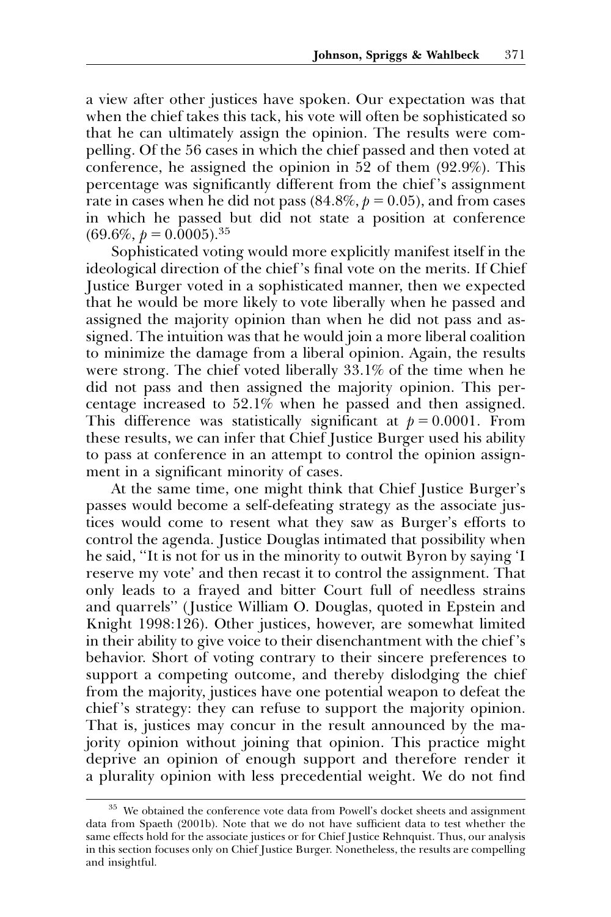a view after other justices have spoken. Our expectation was that when the chief takes this tack, his vote will often be sophisticated so that he can ultimately assign the opinion. The results were compelling. Of the 56 cases in which the chief passed and then voted at conference, he assigned the opinion in 52 of them (92.9%). This percentage was significantly different from the chief's assignment rate in cases when he did not pass (84.8%, $p = 0.05$), and from cases in which he passed but did not state a position at conference (69.6%, $p = 0.0005$).[35]

Sophisticated voting would more explicitly manifest itself in the ideological direction of the chief's final vote on the merits. If Chief Justice Burger voted in a sophisticated manner, then we expected that he would be more likely to vote liberally when he passed and assigned the majority opinion than when he did not pass and assigned. The intuition was that he would join a more liberal coalition to minimize the damage from a liberal opinion. Again, the results were strong. The chief voted liberally 33.1% of the time when he did not pass and then assigned the majority opinion. This percentage increased to 52.1% when he passed and then assigned. This difference was statistically significant at $p = 0.0001$. From these results, we can infer that Chief Justice Burger used his ability to pass at conference in an attempt to control the opinion assignment in a significant minority of cases.

At the same time, one might think that Chief Justice Burger's passes would become a self-defeating strategy as the associate justices would come to resent what they saw as Burger's efforts to control the agenda. Justice Douglas intimated that possibility when he said, "It is not for us in the minority to outwit Byron by saying 'I reserve my vote' and then recast it to control the assignment. That only leads to a frayed and bitter Court full of needless strains and quarrels" (Justice William O. Douglas, quoted in Epstein and Knight 1998:126). Other justices, however, are somewhat limited in their ability to give voice to their disenchantment with the chief's behavior. Short of voting contrary to their sincere preferences to support a competing outcome, and thereby dislodging the chief from the majority, justices have one potential weapon to defeat the chief's strategy: they can refuse to support the majority opinion. That is, justices may concur in the result announced by the majority opinion without joining that opinion. This practice might deprive an opinion of enough support and therefore render it a plurality opinion with less precedential weight. We do not find

---

[35] We obtained the conference vote data from Powell's docket sheets and assignment data from Spaeth (2001b). Note that we do not have sufficient data to test whether the same effects hold for the associate justices or for Chief Justice Rehnquist. Thus, our analysis in this section focuses only on Chief Justice Burger. Nonetheless, the results are compelling and insightful.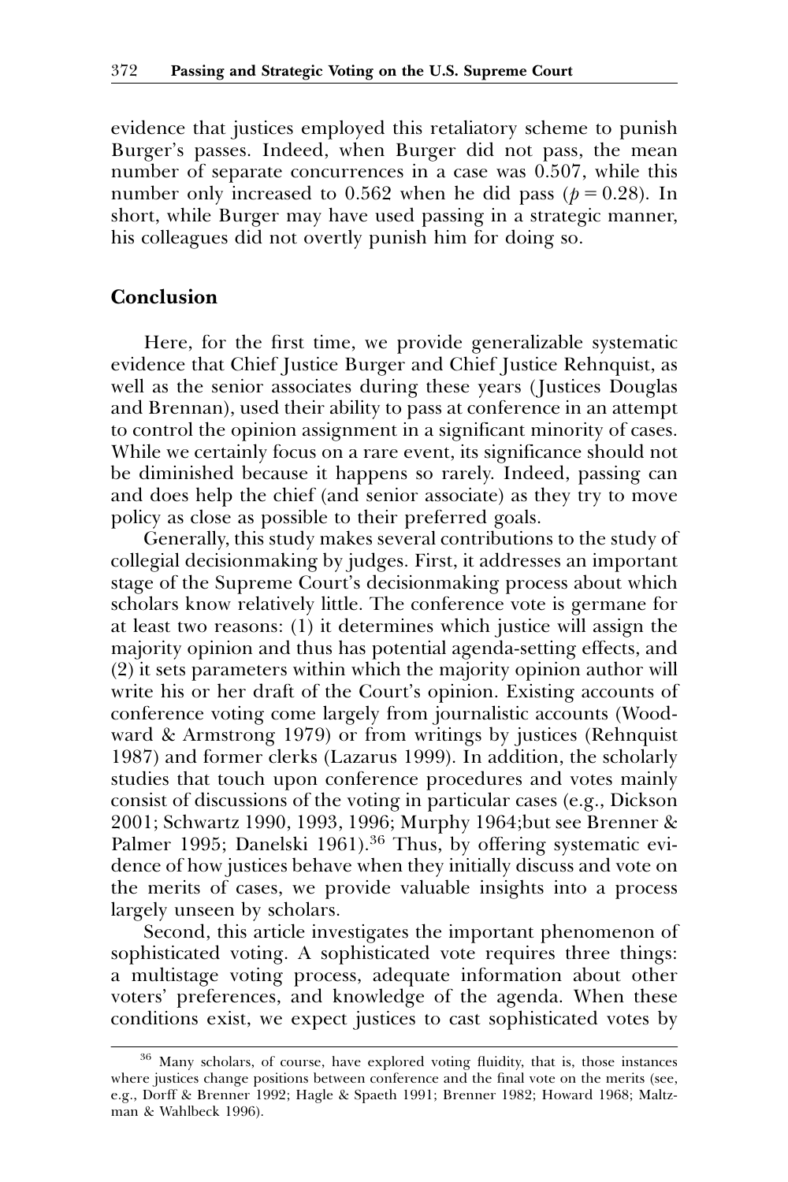evidence that justices employed this retaliatory scheme to punish Burger's passes. Indeed, when Burger did not pass, the mean number of separate concurrences in a case was 0.507, while this number only increased to 0.562 when he did pass ($p = 0.28$). In short, while Burger may have used passing in a strategic manner, his colleagues did not overtly punish him for doing so.

## Conclusion

Here, for the first time, we provide generalizable systematic evidence that Chief Justice Burger and Chief Justice Rehnquist, as well as the senior associates during these years (Justices Douglas and Brennan), used their ability to pass at conference in an attempt to control the opinion assignment in a significant minority of cases. While we certainly focus on a rare event, its significance should not be diminished because it happens so rarely. Indeed, passing can and does help the chief (and senior associate) as they try to move policy as close as possible to their preferred goals.

Generally, this study makes several contributions to the study of collegial decisionmaking by judges. First, it addresses an important stage of the Supreme Court's decisionmaking process about which scholars know relatively little. The conference vote is germane for at least two reasons: (1) it determines which justice will assign the majority opinion and thus has potential agenda-setting effects, and (2) it sets parameters within which the majority opinion author will write his or her draft of the Court's opinion. Existing accounts of conference voting come largely from journalistic accounts (Woodward & Armstrong 1979) or from writings by justices (Rehnquist 1987) and former clerks (Lazarus 1999). In addition, the scholarly studies that touch upon conference procedures and votes mainly consist of discussions of the voting in particular cases (e.g., Dickson 2001; Schwartz 1990, 1993, 1996; Murphy 1964;but see Brenner & Palmer 1995; Danelski 1961).[36] Thus, by offering systematic evidence of how justices behave when they initially discuss and vote on the merits of cases, we provide valuable insights into a process largely unseen by scholars.

Second, this article investigates the important phenomenon of sophisticated voting. A sophisticated vote requires three things: a multistage voting process, adequate information about other voters' preferences, and knowledge of the agenda. When these conditions exist, we expect justices to cast sophisticated votes by

[36] Many scholars, of course, have explored voting fluidity, that is, those instances where justices change positions between conference and the final vote on the merits (see, e.g., Dorff & Brenner 1992; Hagle & Spaeth 1991; Brenner 1982; Howard 1968; Maltzman & Wahlbeck 1996).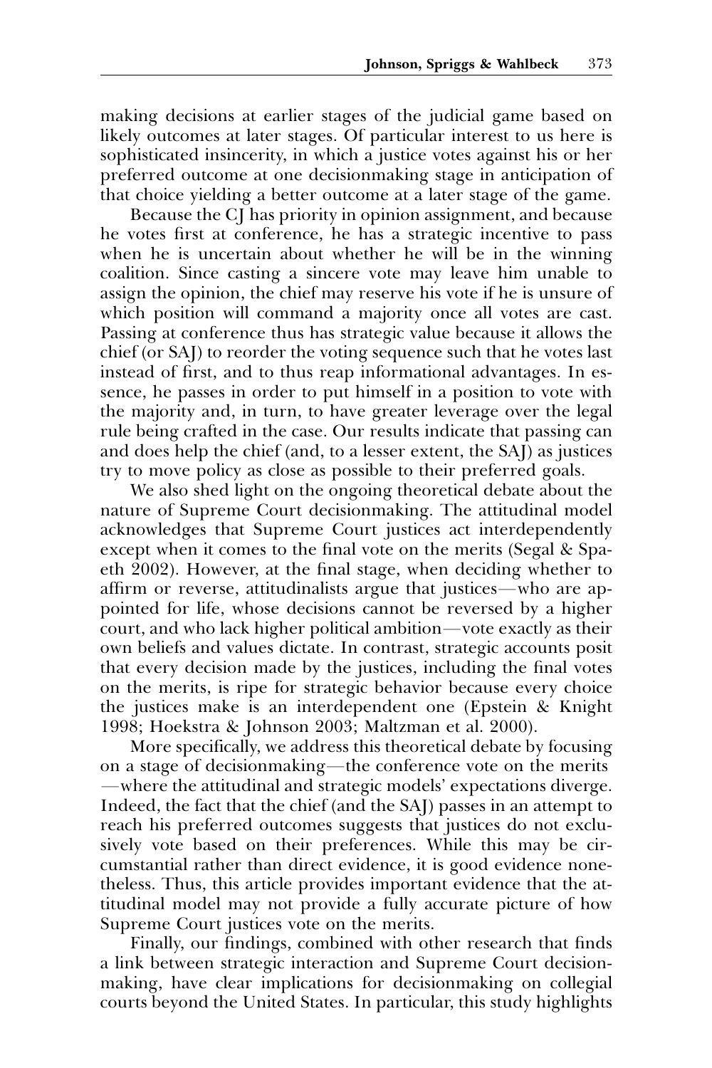making decisions at earlier stages of the judicial game based on likely outcomes at later stages. Of particular interest to us here is sophisticated insincerity, in which a justice votes against his or her preferred outcome at one decisionmaking stage in anticipation of that choice yielding a better outcome at a later stage of the game.

Because the CJ has priority in opinion assignment, and because he votes first at conference, he has a strategic incentive to pass when he is uncertain about whether he will be in the winning coalition. Since casting a sincere vote may leave him unable to assign the opinion, the chief may reserve his vote if he is unsure of which position will command a majority once all votes are cast. Passing at conference thus has strategic value because it allows the chief (or SAJ) to reorder the voting sequence such that he votes last instead of first, and to thus reap informational advantages. In essence, he passes in order to put himself in a position to vote with the majority and, in turn, to have greater leverage over the legal rule being crafted in the case. Our results indicate that passing can and does help the chief (and, to a lesser extent, the SAJ) as justices try to move policy as close as possible to their preferred goals.

We also shed light on the ongoing theoretical debate about the nature of Supreme Court decisionmaking. The attitudinal model acknowledges that Supreme Court justices act interdependently except when it comes to the final vote on the merits (Segal & Spaeth 2002). However, at the final stage, when deciding whether to affirm or reverse, attitudinalists argue that justices—who are appointed for life, whose decisions cannot be reversed by a higher court, and who lack higher political ambition—vote exactly as their own beliefs and values dictate. In contrast, strategic accounts posit that every decision made by the justices, including the final votes on the merits, is ripe for strategic behavior because every choice the justices make is an interdependent one (Epstein & Knight 1998; Hoekstra & Johnson 2003; Maltzman et al. 2000).

More specifically, we address this theoretical debate by focusing on a stage of decisionmaking—the conference vote on the merits—where the attitudinal and strategic models' expectations diverge. Indeed, the fact that the chief (and the SAJ) passes in an attempt to reach his preferred outcomes suggests that justices do not exclusively vote based on their preferences. While this may be circumstantial rather than direct evidence, it is good evidence nonetheless. Thus, this article provides important evidence that the attitudinal model may not provide a fully accurate picture of how Supreme Court justices vote on the merits.

Finally, our findings, combined with other research that finds a link between strategic interaction and Supreme Court decisionmaking, have clear implications for decisionmaking on collegial courts beyond the United States. In particular, this study highlights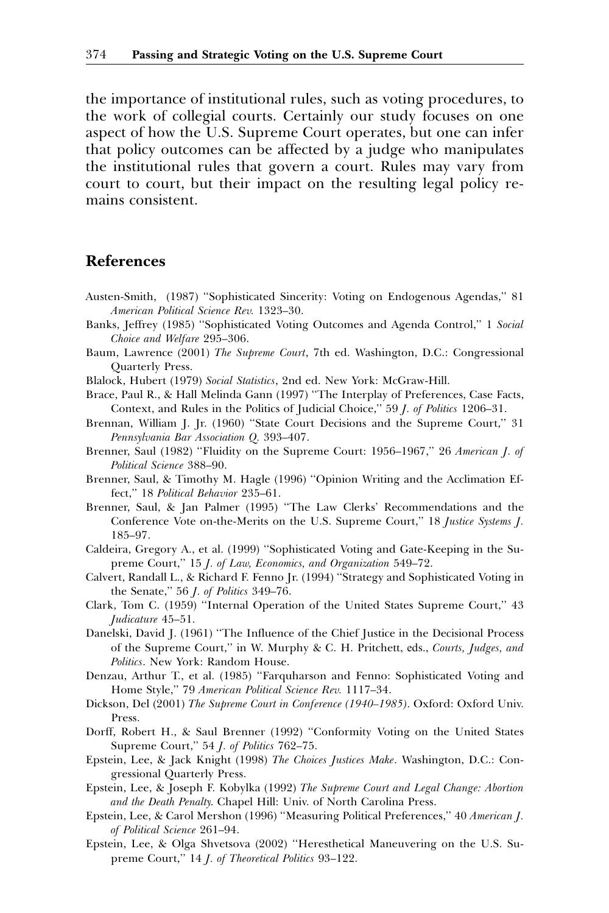the importance of institutional rules, such as voting procedures, to the work of collegial courts. Certainly our study focuses on one aspect of how the U.S. Supreme Court operates, but one can infer that policy outcomes can be affected by a judge who manipulates the institutional rules that govern a court. Rules may vary from court to court, but their impact on the resulting legal policy remains consistent.

## References

Austen-Smith, (1987) "Sophisticated Sincerity: Voting on Endogenous Agendas," 81 *American Political Science Rev.* 1323–30.

Banks, Jeffrey (1985) "Sophisticated Voting Outcomes and Agenda Control," 1 *Social Choice and Welfare* 295–306.

Baum, Lawrence (2001) *The Supreme Court*, 7th ed. Washington, D.C.: Congressional Quarterly Press.

Blalock, Hubert (1979) *Social Statistics*, 2nd ed. New York: McGraw-Hill.

Brace, Paul R., & Hall Melinda Gann (1997) "The Interplay of Preferences, Case Facts, Context, and Rules in the Politics of Judicial Choice," 59 *J. of Politics* 1206–31.

Brennan, William J. Jr. (1960) "State Court Decisions and the Supreme Court," 31 *Pennsylvania Bar Association Q.* 393–407.

Brenner, Saul (1982) "Fluidity on the Supreme Court: 1956–1967," 26 *American J. of Political Science* 388–90.

Brenner, Saul, & Timothy M. Hagle (1996) "Opinion Writing and the Acclimation Effect," 18 *Political Behavior* 235–61.

Brenner, Saul, & Jan Palmer (1995) "The Law Clerks' Recommendations and the Conference Vote on-the-Merits on the U.S. Supreme Court," 18 *Justice Systems J.* 185–97.

Caldeira, Gregory A., et al. (1999) "Sophisticated Voting and Gate-Keeping in the Supreme Court," 15 *J. of Law, Economics, and Organization* 549–72.

Calvert, Randall L., & Richard F. Fenno Jr. (1994) "Strategy and Sophisticated Voting in the Senate," 56 *J. of Politics* 349–76.

Clark, Tom C. (1959) "Internal Operation of the United States Supreme Court," 43 *Judicature* 45–51.

Danelski, David J. (1961) "The Influence of the Chief Justice in the Decisional Process of the Supreme Court," in W. Murphy & C. H. Pritchett, eds., *Courts, Judges, and Politics*. New York: Random House.

Denzau, Arthur T., et al. (1985) "Farquharson and Fenno: Sophisticated Voting and Home Style," 79 *American Political Science Rev.* 1117–34.

Dickson, Del (2001) *The Supreme Court in Conference (1940–1985)*. Oxford: Oxford Univ. Press.

Dorff, Robert H., & Saul Brenner (1992) "Conformity Voting on the United States Supreme Court," 54 *J. of Politics* 762–75.

Epstein, Lee, & Jack Knight (1998) *The Choices Justices Make*. Washington, D.C.: Congressional Quarterly Press.

Epstein, Lee, & Joseph F. Kobylka (1992) *The Supreme Court and Legal Change: Abortion and the Death Penalty*. Chapel Hill: Univ. of North Carolina Press.

Epstein, Lee, & Carol Mershon (1996) "Measuring Political Preferences," 40 *American J. of Political Science* 261–94.

Epstein, Lee, & Olga Shvetsova (2002) "Heresthetical Maneuvering on the U.S. Supreme Court," 14 *J. of Theoretical Politics* 93–122.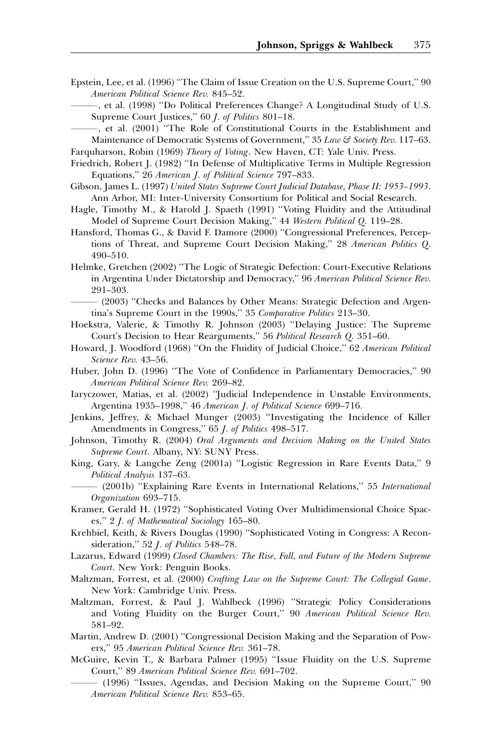Epstein, Lee, et al. (1996) "The Claim of Issue Creation on the U.S. Supreme Court," 90 *American Political Science Rev.* 845–52.

———, et al. (1998) "Do Political Preferences Change? A Longitudinal Study of U.S. Supreme Court Justices," 60 *J. of Politics* 801–18.

———, et al. (2001) "The Role of Constitutional Courts in the Establishment and Maintenance of Democratic Systems of Government," 35 *Law & Society Rev.* 117–63.

Farquharson, Robin (1969) *Theory of Voting*. New Haven, CT: Yale Univ. Press.

Friedrich, Robert J. (1982) "In Defense of Multiplicative Terms in Multiple Regression Equations," 26 *American J. of Political Science* 797–833.

Gibson, James L. (1997) *United States Supreme Court Judicial Database, Phase II: 1953–1993*. Ann Arbor, MI: Inter-University Consortium for Political and Social Research.

Hagle, Timothy M., & Harold J. Spaeth (1991) "Voting Fluidity and the Attitudinal Model of Supreme Court Decision Making," 44 *Western Political Q.* 119–28.

Hansford, Thomas G., & David F. Damore (2000) "Congressional Preferences, Perceptions of Threat, and Supreme Court Decision Making," 28 *American Politics Q.* 490–510.

Helmke, Gretchen (2002) "The Logic of Strategic Defection: Court-Executive Relations in Argentina Under Dictatorship and Democracy," 96 *American Political Science Rev.* 291–303.

——— (2003) "Checks and Balances by Other Means: Strategic Defection and Argentina's Supreme Court in the 1990s," 35 *Comparative Politics* 213–30.

Hoekstra, Valerie, & Timothy R. Johnson (2003) "Delaying Justice: The Supreme Court's Decision to Hear Rearguments," 56 *Political Research Q.* 351–60.

Howard, J. Woodford (1968) "On the Fluidity of Judicial Choice," 62 *American Political Science Rev.* 43–56.

Huber, John D. (1996) "The Vote of Confidence in Parliamentary Democracies," 90 *American Political Science Rev.* 269–82.

Iaryczower, Matias, et al. (2002) "Judicial Independence in Unstable Environments, Argentina 1935–1998," 46 *American J. of Political Science* 699–716.

Jenkins, Jeffrey, & Michael Munger (2003) "Investigating the Incidence of Killer Amendments in Congress," 65 *J. of Politics* 498–517.

Johnson, Timothy R. (2004) *Oral Arguments and Decision Making on the United States Supreme Court*. Albany, NY: SUNY Press.

King, Gary, & Langche Zeng (2001a) "Logistic Regression in Rare Events Data," 9 *Political Analysis* 137–63.

——— (2001b) "Explaining Rare Events in International Relations," 55 *International Organization* 693–715.

Kramer, Gerald H. (1972) "Sophisticated Voting Over Multidimensional Choice Spaces," 2 *J. of Mathematical Sociology* 165–80.

Krehbiel, Keith, & Rivers Douglas (1990) "Sophisticated Voting in Congress: A Reconsideration," 52 *J. of Politics* 548–78.

Lazarus, Edward (1999) *Closed Chambers: The Rise, Fall, and Future of the Modern Supreme Court*. New York: Penguin Books.

Maltzman, Forrest, et al. (2000) *Crafting Law on the Supreme Court: The Collegial Game*. New York: Cambridge Univ. Press.

Maltzman, Forrest, & Paul J. Wahlbeck (1996) "Strategic Policy Considerations and Voting Fluidity on the Burger Court," 90 *American Political Science Rev.* 581–92.

Martin, Andrew D. (2001) "Congressional Decision Making and the Separation of Powers," 95 *American Political Science Rev.* 361–78.

McGuire, Kevin T., & Barbara Palmer (1995) "Issue Fluidity on the U.S. Supreme Court," 89 *American Political Science Rev.* 691–702.

——— (1996) "Issues, Agendas, and Decision Making on the Supreme Court," 90 *American Political Science Rev.* 853–65.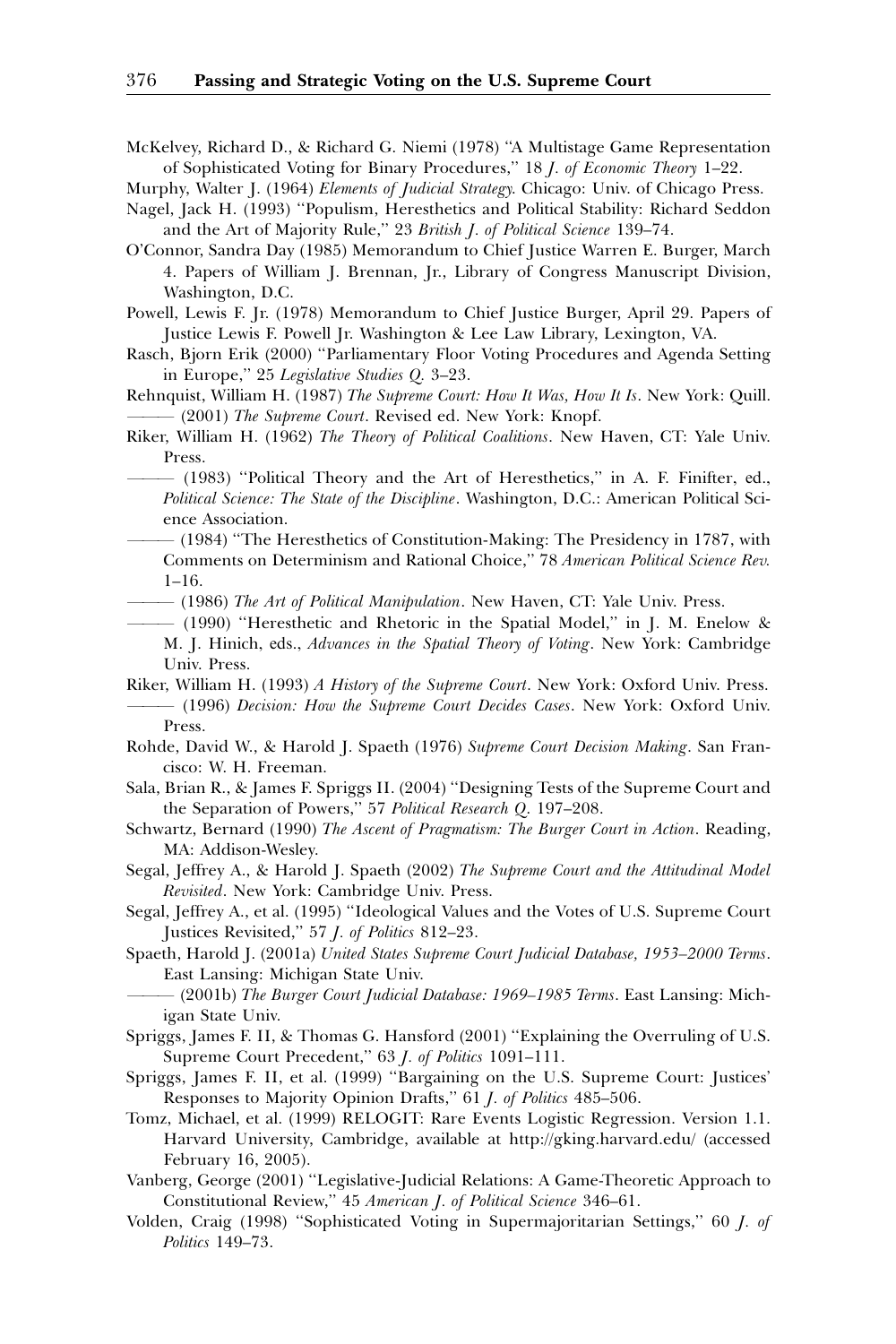McKelvey, Richard D., & Richard G. Niemi (1978) "A Multistage Game Representation of Sophisticated Voting for Binary Procedures," 18 *J. of Economic Theory* 1–22.

Murphy, Walter J. (1964) *Elements of Judicial Strategy*. Chicago: Univ. of Chicago Press.

Nagel, Jack H. (1993) "Populism, Heresthetics and Political Stability: Richard Seddon and the Art of Majority Rule," 23 *British J. of Political Science* 139–74.

O'Connor, Sandra Day (1985) Memorandum to Chief Justice Warren E. Burger, March 4. Papers of William J. Brennan, Jr., Library of Congress Manuscript Division, Washington, D.C.

Powell, Lewis F. Jr. (1978) Memorandum to Chief Justice Burger, April 29. Papers of Justice Lewis F. Powell Jr. Washington & Lee Law Library, Lexington, VA.

Rasch, Bjorn Erik (2000) "Parliamentary Floor Voting Procedures and Agenda Setting in Europe," 25 *Legislative Studies Q.* 3–23.

Rehnquist, William H. (1987) *The Supreme Court: How It Was, How It Is*. New York: Quill.

——— (2001) *The Supreme Court*. Revised ed. New York: Knopf.

Riker, William H. (1962) *The Theory of Political Coalitions*. New Haven, CT: Yale Univ. Press.

——— (1983) "Political Theory and the Art of Heresthetics," in A. F. Finifter, ed., *Political Science: The State of the Discipline*. Washington, D.C.: American Political Science Association.

——— (1984) "The Heresthetics of Constitution-Making: The Presidency in 1787, with Comments on Determinism and Rational Choice," 78 *American Political Science Rev.* 1–16.

——— (1986) *The Art of Political Manipulation*. New Haven, CT: Yale Univ. Press.

——— (1990) "Heresthetic and Rhetoric in the Spatial Model," in J. M. Enelow & M. J. Hinich, eds., *Advances in the Spatial Theory of Voting*. New York: Cambridge Univ. Press.

Riker, William H. (1993) *A History of the Supreme Court*. New York: Oxford Univ. Press.

——— (1996) *Decision: How the Supreme Court Decides Cases*. New York: Oxford Univ. Press.

Rohde, David W., & Harold J. Spaeth (1976) *Supreme Court Decision Making*. San Francisco: W. H. Freeman.

Sala, Brian R., & James F. Spriggs II. (2004) "Designing Tests of the Supreme Court and the Separation of Powers," 57 *Political Research Q.* 197–208.

Schwartz, Bernard (1990) *The Ascent of Pragmatism: The Burger Court in Action*. Reading, MA: Addison-Wesley.

Segal, Jeffrey A., & Harold J. Spaeth (2002) *The Supreme Court and the Attitudinal Model Revisited*. New York: Cambridge Univ. Press.

Segal, Jeffrey A., et al. (1995) "Ideological Values and the Votes of U.S. Supreme Court Justices Revisited," 57 *J. of Politics* 812–23.

Spaeth, Harold J. (2001a) *United States Supreme Court Judicial Database, 1953–2000 Terms*. East Lansing: Michigan State Univ.

——— (2001b) *The Burger Court Judicial Database: 1969–1985 Terms*. East Lansing: Michigan State Univ.

Spriggs, James F. II, & Thomas G. Hansford (2001) "Explaining the Overruling of U.S. Supreme Court Precedent," 63 *J. of Politics* 1091–111.

Spriggs, James F. II, et al. (1999) "Bargaining on the U.S. Supreme Court: Justices' Responses to Majority Opinion Drafts," 61 *J. of Politics* 485–506.

Tomz, Michael, et al. (1999) RELOGIT: Rare Events Logistic Regression. Version 1.1. Harvard University, Cambridge, available at http://gking.harvard.edu/ (accessed February 16, 2005).

Vanberg, George (2001) "Legislative-Judicial Relations: A Game-Theoretic Approach to Constitutional Review," 45 *American J. of Political Science* 346–61.

Volden, Craig (1998) "Sophisticated Voting in Supermajoritarian Settings," 60 *J. of Politics* 149–73.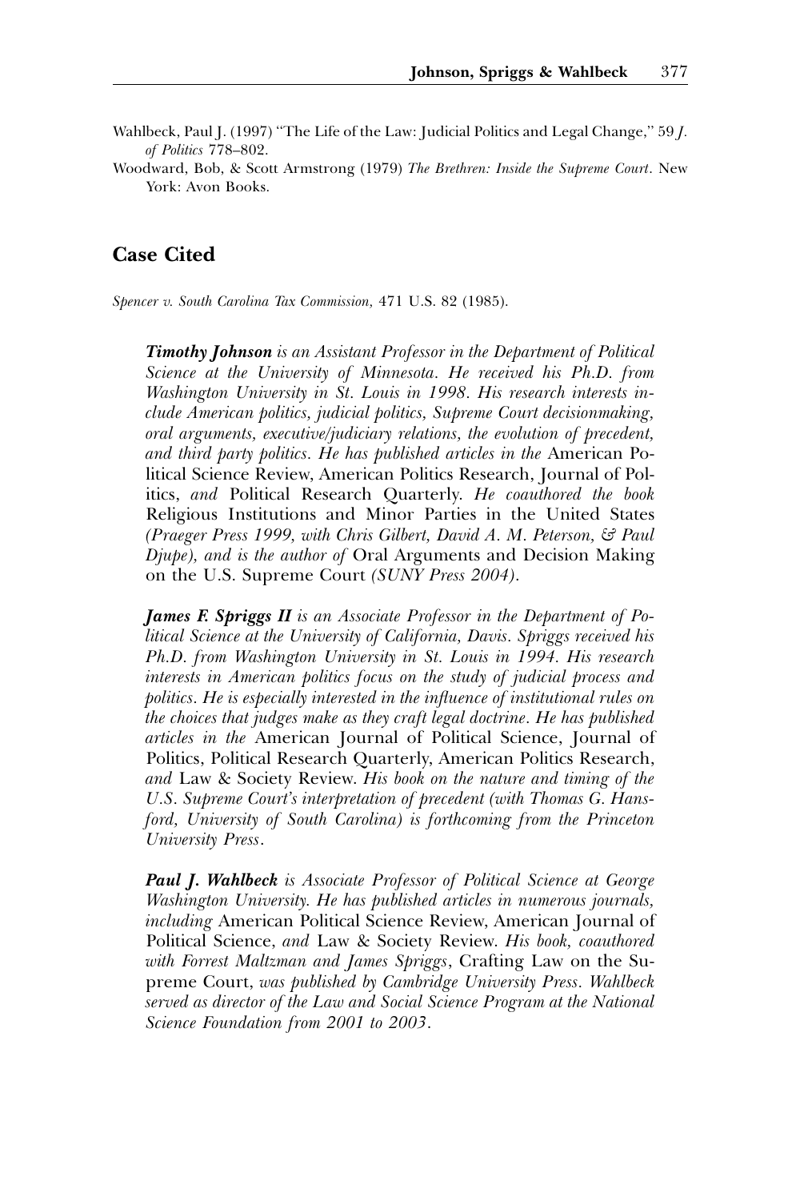Wahlbeck, Paul J. (1997) "The Life of the Law: Judicial Politics and Legal Change," 59 *J. of Politics* 778–802.

Woodward, Bob, & Scott Armstrong (1979) *The Brethren: Inside the Supreme Court*. New York: Avon Books.

## Case Cited

*Spencer v. South Carolina Tax Commission,* 471 U.S. 82 (1985).

***Timothy Johnson*** *is an Assistant Professor in the Department of Political Science at the University of Minnesota. He received his Ph.D. from Washington University in St. Louis in 1998. His research interests include American politics, judicial politics, Supreme Court decisionmaking, oral arguments, executive/judiciary relations, the evolution of precedent, and third party politics. He has published articles in the* American Political Science Review, American Politics Research, Journal of Politics, *and* Political Research Quarterly. *He coauthored the book* Religious Institutions and Minor Parties in the United States *(Praeger Press 1999, with Chris Gilbert, David A. M. Peterson, & Paul Djupe), and is the author of* Oral Arguments and Decision Making on the U.S. Supreme Court *(SUNY Press 2004).*

***James F. Spriggs II*** *is an Associate Professor in the Department of Political Science at the University of California, Davis. Spriggs received his Ph.D. from Washington University in St. Louis in 1994. His research interests in American politics focus on the study of judicial process and politics. He is especially interested in the influence of institutional rules on the choices that judges make as they craft legal doctrine. He has published articles in the* American Journal of Political Science, Journal of Politics, Political Research Quarterly, American Politics Research, *and* Law & Society Review. *His book on the nature and timing of the U.S. Supreme Court's interpretation of precedent (with Thomas G. Hansford, University of South Carolina) is forthcoming from the Princeton University Press.*

***Paul J. Wahlbeck*** *is Associate Professor of Political Science at George Washington University. He has published articles in numerous journals, including* American Political Science Review, American Journal of Political Science, *and* Law & Society Review. *His book, coauthored with Forrest Maltzman and James Spriggs*, Crafting Law on the Supreme Court, *was published by Cambridge University Press. Wahlbeck served as director of the Law and Social Science Program at the National Science Foundation from 2001 to 2003.*